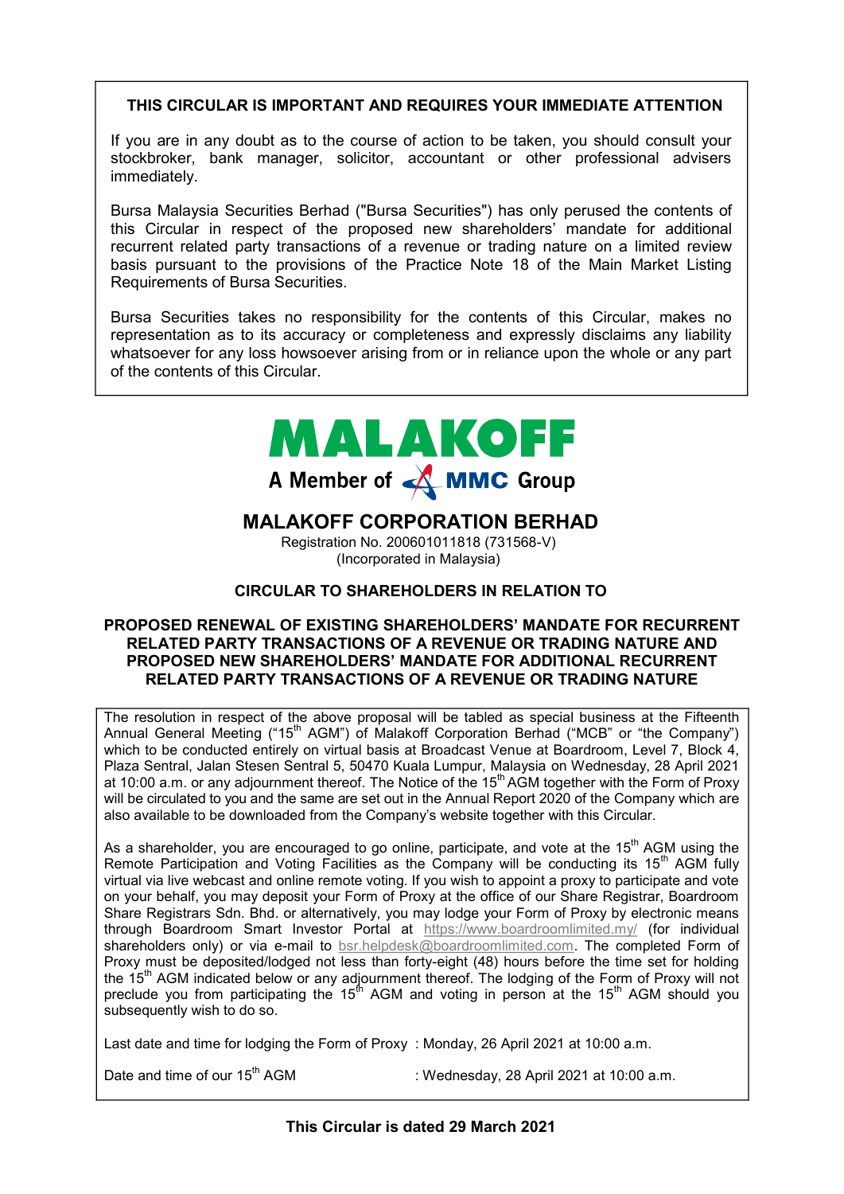**THIS CIRCULAR IS IMPORTANT AND REQUIRES YOUR IMMEDIATE ATTENTION**

If you are in any doubt as to the course of action to be taken, you should consult your stockbroker, bank manager, solicitor, accountant or other professional advisers immediately.

Bursa Malaysia Securities Berhad ("Bursa Securities") has only perused the contents of this Circular in respect of the proposed new shareholders' mandate for additional recurrent related party transactions of a revenue or trading nature on a limited review basis pursuant to the provisions of the Practice Note 18 of the Main Market Listing Requirements of Bursa Securities.

Bursa Securities takes no responsibility for the contents of this Circular, makes no representation as to its accuracy or completeness and expressly disclaims any liability whatsoever for any loss howsoever arising from or in reliance upon the whole or any part of the contents of this Circular.

MALAKOFF

A Member of MMC Group

# MALAKOFF CORPORATION BERHAD

Registration No. 200601011818 (731568-V)
(Incorporated in Malaysia)

## CIRCULAR TO SHAREHOLDERS IN RELATION TO

## PROPOSED RENEWAL OF EXISTING SHAREHOLDERS' MANDATE FOR RECURRENT RELATED PARTY TRANSACTIONS OF A REVENUE OR TRADING NATURE AND PROPOSED NEW SHAREHOLDERS' MANDATE FOR ADDITIONAL RECURRENT RELATED PARTY TRANSACTIONS OF A REVENUE OR TRADING NATURE

The resolution in respect of the above proposal will be tabled as special business at the Fifteenth Annual General Meeting ("15th AGM") of Malakoff Corporation Berhad ("MCB" or "the Company") which to be conducted entirely on virtual basis at Broadcast Venue at Boardroom, Level 7, Block 4, Plaza Sentral, Jalan Stesen Sentral 5, 50470 Kuala Lumpur, Malaysia on Wednesday, 28 April 2021 at 10:00 a.m. or any adjournment thereof. The Notice of the 15th AGM together with the Form of Proxy will be circulated to you and the same are set out in the Annual Report 2020 of the Company which are also available to be downloaded from the Company's website together with this Circular.

As a shareholder, you are encouraged to go online, participate, and vote at the 15th AGM using the Remote Participation and Voting Facilities as the Company will be conducting its 15th AGM fully virtual via live webcast and online remote voting. If you wish to appoint a proxy to participate and vote on your behalf, you may deposit your Form of Proxy at the office of our Share Registrar, Boardroom Share Registrars Sdn. Bhd. or alternatively, you may lodge your Form of Proxy by electronic means through Boardroom Smart Investor Portal at https://www.boardroomlimited.my/ (for individual shareholders only) or via e-mail to bsr.helpdesk@boardroomlimited.com. The completed Form of Proxy must be deposited/lodged not less than forty-eight (48) hours before the time set for holding the 15th AGM indicated below or any adjournment thereof. The lodging of the Form of Proxy will not preclude you from participating the 15th AGM and voting in person at the 15th AGM should you subsequently wish to do so.

Last date and time for lodging the Form of Proxy : Monday, 26 April 2021 at 10:00 a.m.

Date and time of our 15th AGM : Wednesday, 28 April 2021 at 10:00 a.m.

**This Circular is dated 29 March 2021**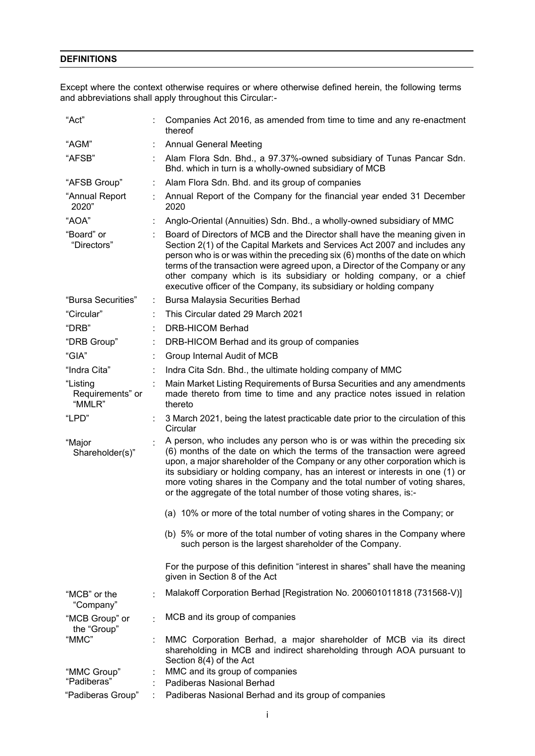## DEFINITIONS

Except where the context otherwise requires or where otherwise defined herein, the following terms and abbreviations shall apply throughout this Circular:-

| | | |
|---|---|---|
| "Act" | : | Companies Act 2016, as amended from time to time and any re-enactment thereof |
| "AGM" | : | Annual General Meeting |
| "AFSB" | : | Alam Flora Sdn. Bhd., a 97.37%-owned subsidiary of Tunas Pancar Sdn. Bhd. which in turn is a wholly-owned subsidiary of MCB |
| "AFSB Group" | : | Alam Flora Sdn. Bhd. and its group of companies |
| "Annual Report 2020" | : | Annual Report of the Company for the financial year ended 31 December 2020 |
| "AOA" | : | Anglo-Oriental (Annuities) Sdn. Bhd., a wholly-owned subsidiary of MMC |
| "Board" or "Directors" | : | Board of Directors of MCB and the Director shall have the meaning given in Section 2(1) of the Capital Markets and Services Act 2007 and includes any person who is or was within the preceding six (6) months of the date on which terms of the transaction were agreed upon, a Director of the Company or any other company which is its subsidiary or holding company, or a chief executive officer of the Company, its subsidiary or holding company |
| "Bursa Securities" | : | Bursa Malaysia Securities Berhad |
| "Circular" | : | This Circular dated 29 March 2021 |
| "DRB" | : | DRB-HICOM Berhad |
| "DRB Group" | : | DRB-HICOM Berhad and its group of companies |
| "GIA" | : | Group Internal Audit of MCB |
| "Indra Cita" | : | Indra Cita Sdn. Bhd., the ultimate holding company of MMC |
| "Listing Requirements" or "MMLR" | : | Main Market Listing Requirements of Bursa Securities and any amendments made thereto from time to time and any practice notes issued in relation thereto |
| "LPD" | : | 3 March 2021, being the latest practicable date prior to the circulation of this Circular |
| "Major Shareholder(s)" | : | A person, who includes any person who is or was within the preceding six (6) months of the date on which the terms of the transaction were agreed upon, a major shareholder of the Company or any other corporation which is its subsidiary or holding company, has an interest or interests in one (1) or more voting shares in the Company and the total number of voting shares, or the aggregate of the total number of those voting shares, is:-<br><br>(a) 10% or more of the total number of voting shares in the Company; or<br><br>(b) 5% or more of the total number of voting shares in the Company where such person is the largest shareholder of the Company.<br><br>For the purpose of this definition "interest in shares" shall have the meaning given in Section 8 of the Act |
| "MCB" or the "Company" | : | Malakoff Corporation Berhad [Registration No. 200601011818 (731568-V)] |
| "MCB Group" or the "Group" | : | MCB and its group of companies |
| "MMC" | : | MMC Corporation Berhad, a major shareholder of MCB via its direct shareholding in MCB and indirect shareholding through AOA pursuant to Section 8(4) of the Act |
| "MMC Group" | : | MMC and its group of companies |
| "Padiberas" | : | Padiberas Nasional Berhad |
| "Padiberas Group" | : | Padiberas Nasional Berhad and its group of companies |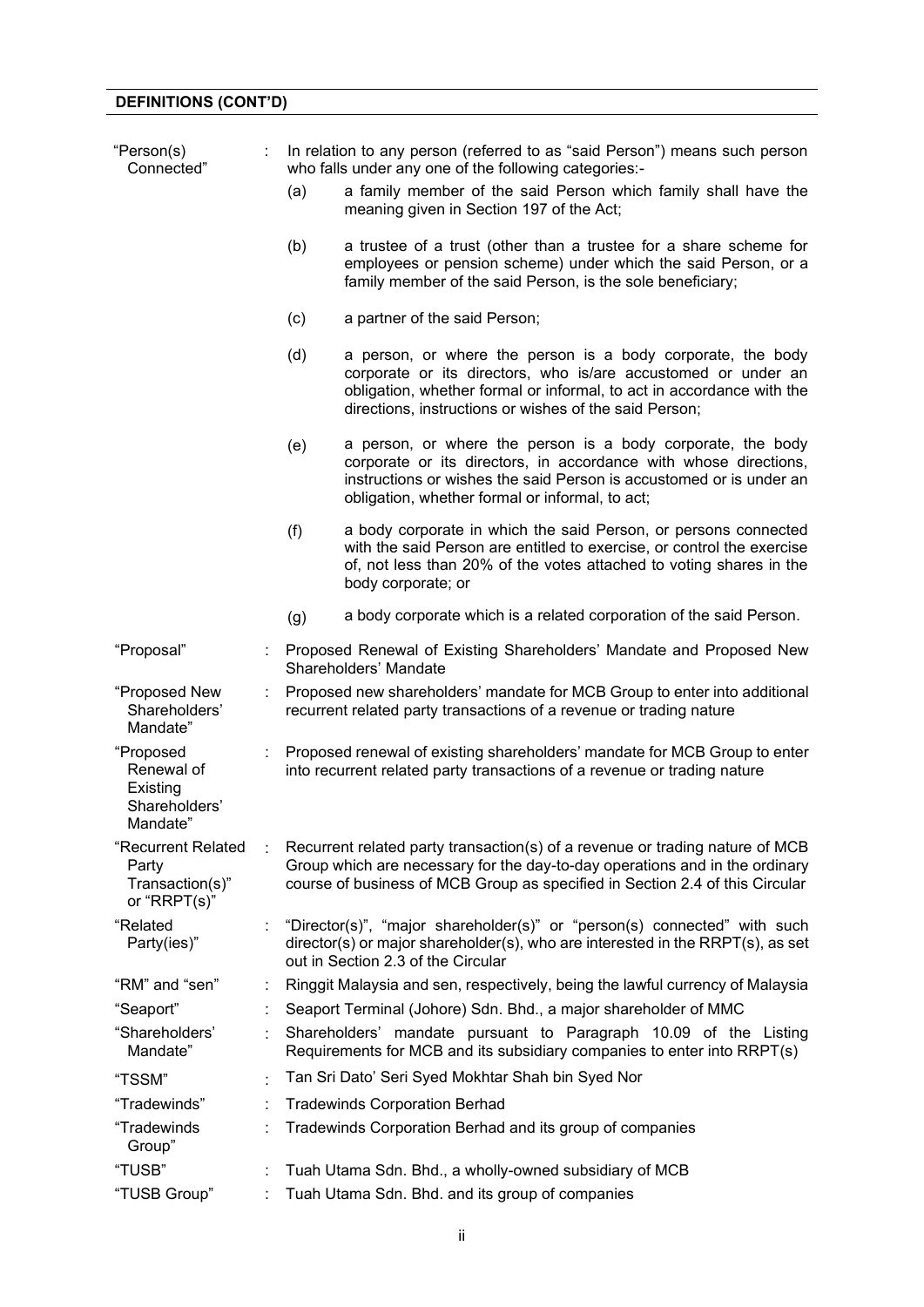**DEFINITIONS (CONT'D)**

| | | |
|---|---|---|
| "Person(s) Connected" | : | In relation to any person (referred to as "said Person") means such person who falls under any one of the following categories:-<br>(a) a family member of the said Person which family shall have the meaning given in Section 197 of the Act;<br>(b) a trustee of a trust (other than a trustee for a share scheme for employees or pension scheme) under which the said Person, or a family member of the said Person, is the sole beneficiary;<br>(c) a partner of the said Person;<br>(d) a person, or where the person is a body corporate, the body corporate or its directors, who is/are accustomed or under an obligation, whether formal or informal, to act in accordance with the directions, instructions or wishes of the said Person;<br>(e) a person, or where the person is a body corporate, the body corporate or its directors, in accordance with whose directions, instructions or wishes the said Person is accustomed or is under an obligation, whether formal or informal, to act;<br>(f) a body corporate in which the said Person, or persons connected with the said Person are entitled to exercise, or control the exercise of, not less than 20% of the votes attached to voting shares in the body corporate; or<br>(g) a body corporate which is a related corporation of the said Person. |
| "Proposal" | : | Proposed Renewal of Existing Shareholders' Mandate and Proposed New Shareholders' Mandate |
| "Proposed New Shareholders' Mandate" | : | Proposed new shareholders' mandate for MCB Group to enter into additional recurrent related party transactions of a revenue or trading nature |
| "Proposed Renewal of Existing Shareholders' Mandate" | : | Proposed renewal of existing shareholders' mandate for MCB Group to enter into recurrent related party transactions of a revenue or trading nature |
| "Recurrent Related Party Transaction(s)" or "RRPT(s)" | : | Recurrent related party transaction(s) of a revenue or trading nature of MCB Group which are necessary for the day-to-day operations and in the ordinary course of business of MCB Group as specified in Section 2.4 of this Circular |
| "Related Party(ies)" | : | "Director(s)", "major shareholder(s)" or "person(s) connected" with such director(s) or major shareholder(s), who are interested in the RRPT(s), as set out in Section 2.3 of the Circular |
| "RM" and "sen" | : | Ringgit Malaysia and sen, respectively, being the lawful currency of Malaysia |
| "Seaport" | : | Seaport Terminal (Johore) Sdn. Bhd., a major shareholder of MMC |
| "Shareholders' Mandate" | : | Shareholders' mandate pursuant to Paragraph 10.09 of the Listing Requirements for MCB and its subsidiary companies to enter into RRPT(s) |
| "TSSM" | : | Tan Sri Dato' Seri Syed Mokhtar Shah bin Syed Nor |
| "Tradewinds" | : | Tradewinds Corporation Berhad |
| "Tradewinds Group" | : | Tradewinds Corporation Berhad and its group of companies |
| "TUSB" | : | Tuah Utama Sdn. Bhd., a wholly-owned subsidiary of MCB |
| "TUSB Group" | : | Tuah Utama Sdn. Bhd. and its group of companies |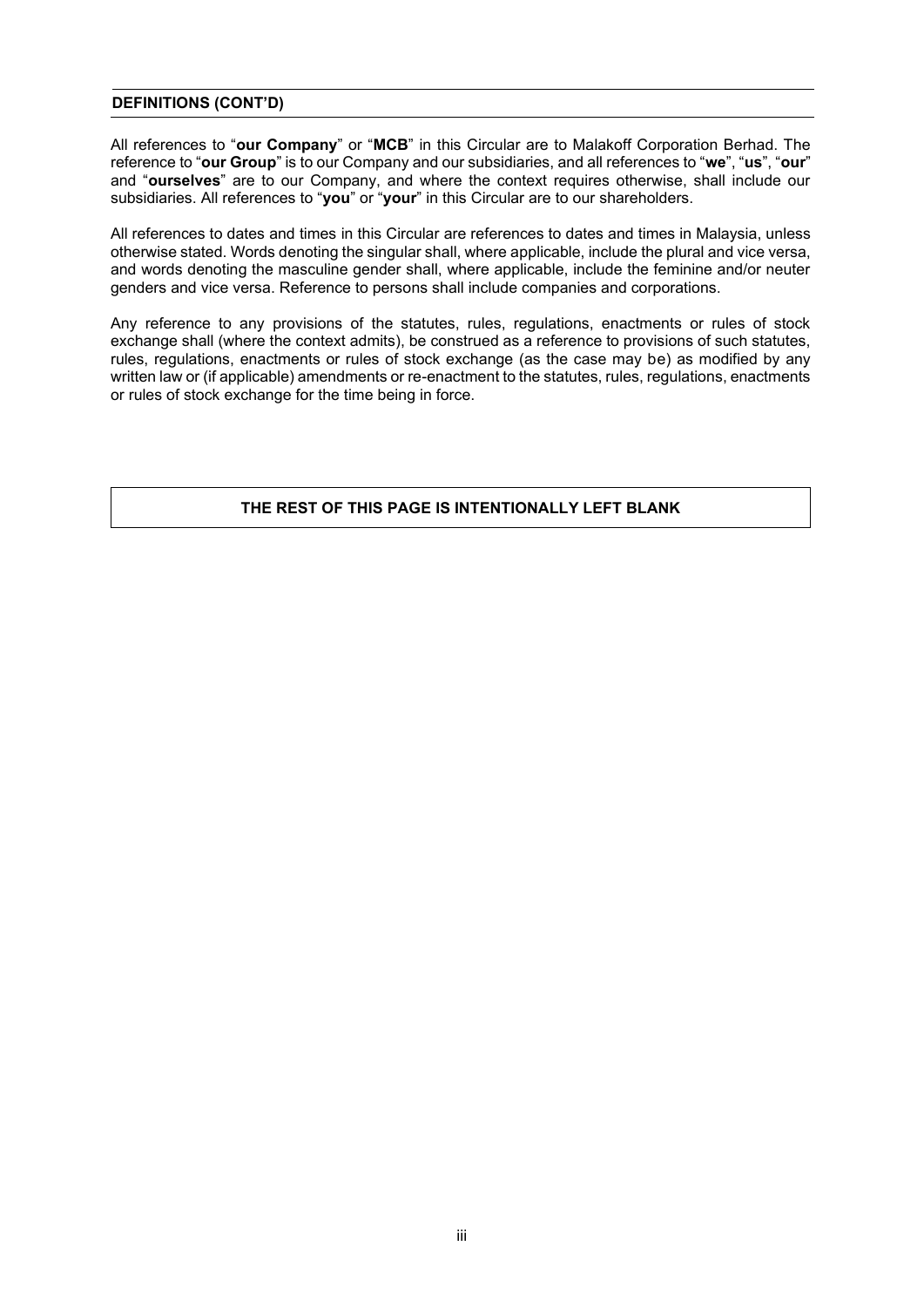## DEFINITIONS (CONT'D)

All references to "**our Company**" or "**MCB**" in this Circular are to Malakoff Corporation Berhad. The reference to "**our Group**" is to our Company and our subsidiaries, and all references to "**we**", "**us**", "**our**" and "**ourselves**" are to our Company, and where the context requires otherwise, shall include our subsidiaries. All references to "**you**" or "**your**" in this Circular are to our shareholders.

All references to dates and times in this Circular are references to dates and times in Malaysia, unless otherwise stated. Words denoting the singular shall, where applicable, include the plural and vice versa, and words denoting the masculine gender shall, where applicable, include the feminine and/or neuter genders and vice versa. Reference to persons shall include companies and corporations.

Any reference to any provisions of the statutes, rules, regulations, enactments or rules of stock exchange shall (where the context admits), be construed as a reference to provisions of such statutes, rules, regulations, enactments or rules of stock exchange (as the case may be) as modified by any written law or (if applicable) amendments or re-enactment to the statutes, rules, regulations, enactments or rules of stock exchange for the time being in force.

**THE REST OF THIS PAGE IS INTENTIONALLY LEFT BLANK**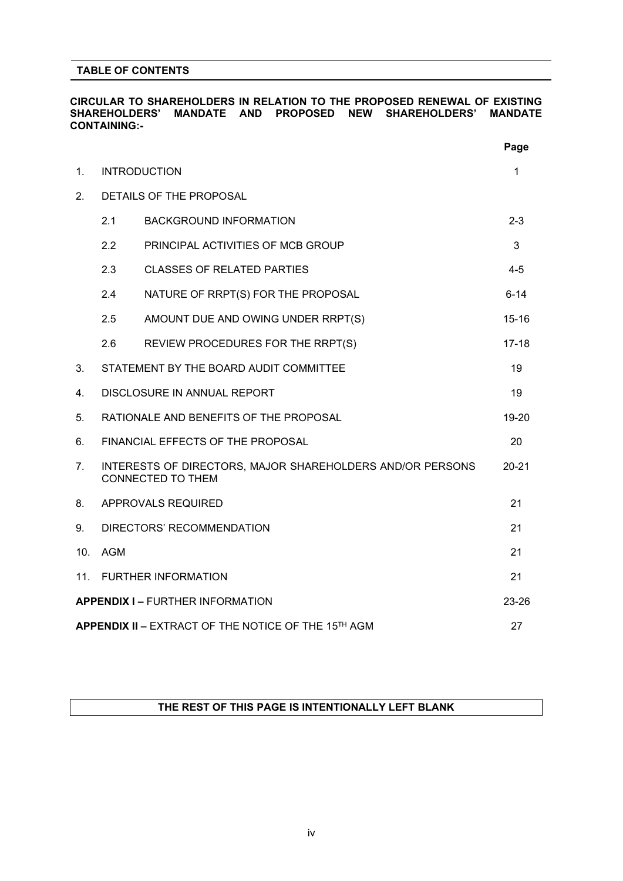## TABLE OF CONTENTS

**CIRCULAR TO SHAREHOLDERS IN RELATION TO THE PROPOSED RENEWAL OF EXISTING SHAREHOLDERS' MANDATE AND PROPOSED NEW SHAREHOLDERS' MANDATE CONTAINING:-**

| | | | **Page** |
|---|---|---|---|
| 1. | INTRODUCTION | | 1 |
| 2. | DETAILS OF THE PROPOSAL | | |
| | 2.1 | BACKGROUND INFORMATION | 2-3 |
| | 2.2 | PRINCIPAL ACTIVITIES OF MCB GROUP | 3 |
| | 2.3 | CLASSES OF RELATED PARTIES | 4-5 |
| | 2.4 | NATURE OF RRPT(S) FOR THE PROPOSAL | 6-14 |
| | 2.5 | AMOUNT DUE AND OWING UNDER RRPT(S) | 15-16 |
| | 2.6 | REVIEW PROCEDURES FOR THE RRPT(S) | 17-18 |
| 3. | STATEMENT BY THE BOARD AUDIT COMMITTEE | | 19 |
| 4. | DISCLOSURE IN ANNUAL REPORT | | 19 |
| 5. | RATIONALE AND BENEFITS OF THE PROPOSAL | | 19-20 |
| 6. | FINANCIAL EFFECTS OF THE PROPOSAL | | 20 |
| 7. | INTERESTS OF DIRECTORS, MAJOR SHAREHOLDERS AND/OR PERSONS CONNECTED TO THEM | | 20-21 |
| 8. | APPROVALS REQUIRED | | 21 |
| 9. | DIRECTORS' RECOMMENDATION | | 21 |
| 10. | AGM | | 21 |
| 11. | FURTHER INFORMATION | | 21 |
| **APPENDIX I –** FURTHER INFORMATION | | | 23-26 |
| **APPENDIX II –** EXTRACT OF THE NOTICE OF THE 15TH AGM | | | 27 |

**THE REST OF THIS PAGE IS INTENTIONALLY LEFT BLANK**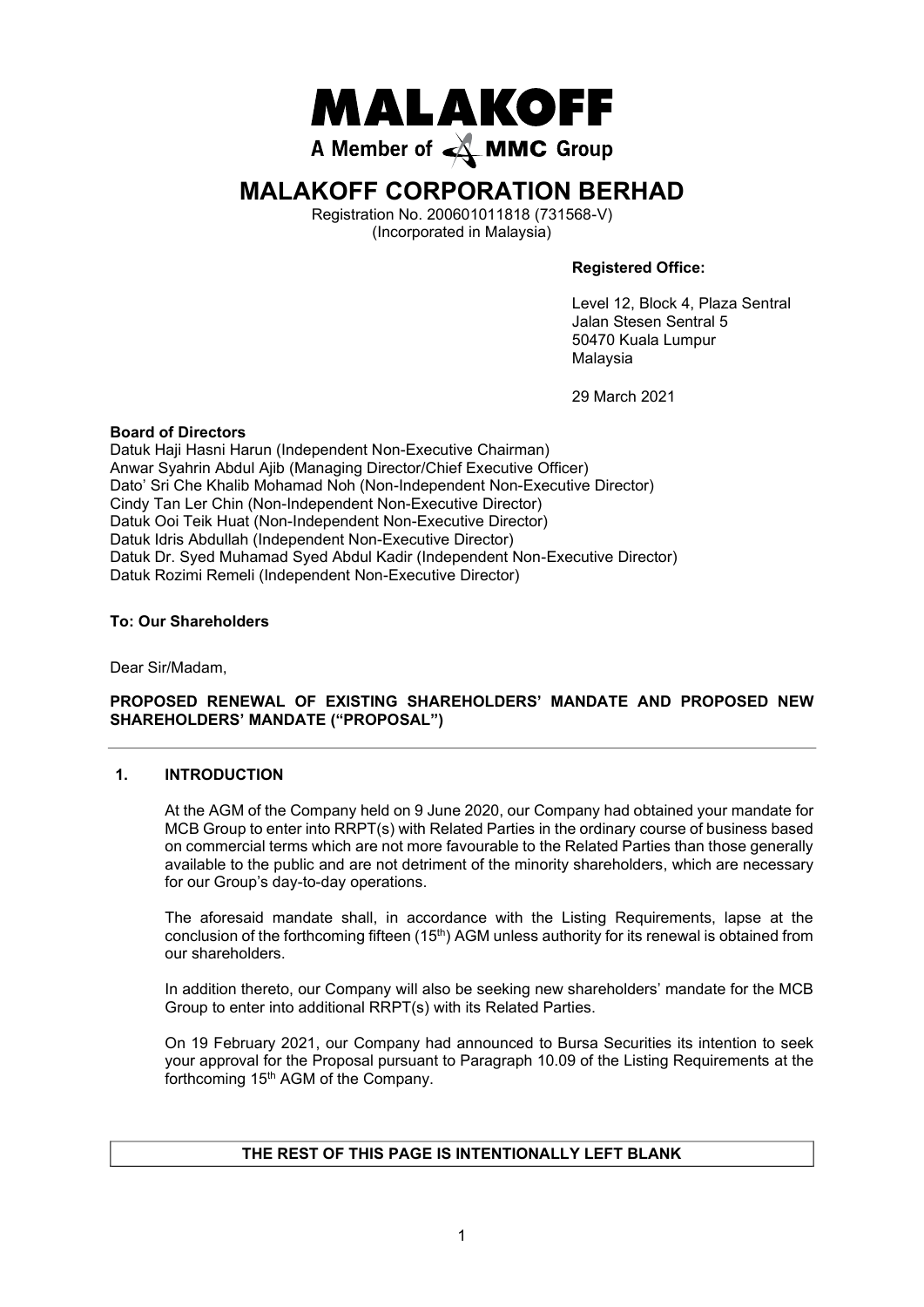# MALAKOFF

A Member of MMC Group

# MALAKOFF CORPORATION BERHAD

Registration No. 200601011818 (731568-V)
(Incorporated in Malaysia)

**Registered Office:**

Level 12, Block 4, Plaza Sentral
Jalan Stesen Sentral 5
50470 Kuala Lumpur
Malaysia

29 March 2021

**Board of Directors**
Datuk Haji Hasni Harun (Independent Non-Executive Chairman)
Anwar Syahrin Abdul Ajib (Managing Director/Chief Executive Officer)
Dato' Sri Che Khalib Mohamad Noh (Non-Independent Non-Executive Director)
Cindy Tan Ler Chin (Non-Independent Non-Executive Director)
Datuk Ooi Teik Huat (Non-Independent Non-Executive Director)
Datuk Idris Abdullah (Independent Non-Executive Director)
Datuk Dr. Syed Muhamad Syed Abdul Kadir (Independent Non-Executive Director)
Datuk Rozimi Remeli (Independent Non-Executive Director)

**To: Our Shareholders**

Dear Sir/Madam,

**PROPOSED RENEWAL OF EXISTING SHAREHOLDERS' MANDATE AND PROPOSED NEW SHAREHOLDERS' MANDATE ("PROPOSAL")**

## 1. INTRODUCTION

At the AGM of the Company held on 9 June 2020, our Company had obtained your mandate for MCB Group to enter into RRPT(s) with Related Parties in the ordinary course of business based on commercial terms which are not more favourable to the Related Parties than those generally available to the public and are not detriment of the minority shareholders, which are necessary for our Group's day-to-day operations.

The aforesaid mandate shall, in accordance with the Listing Requirements, lapse at the conclusion of the forthcoming fifteen (15th) AGM unless authority for its renewal is obtained from our shareholders.

In addition thereto, our Company will also be seeking new shareholders' mandate for the MCB Group to enter into additional RRPT(s) with its Related Parties.

On 19 February 2021, our Company had announced to Bursa Securities its intention to seek your approval for the Proposal pursuant to Paragraph 10.09 of the Listing Requirements at the forthcoming 15th AGM of the Company.

**THE REST OF THIS PAGE IS INTENTIONALLY LEFT BLANK**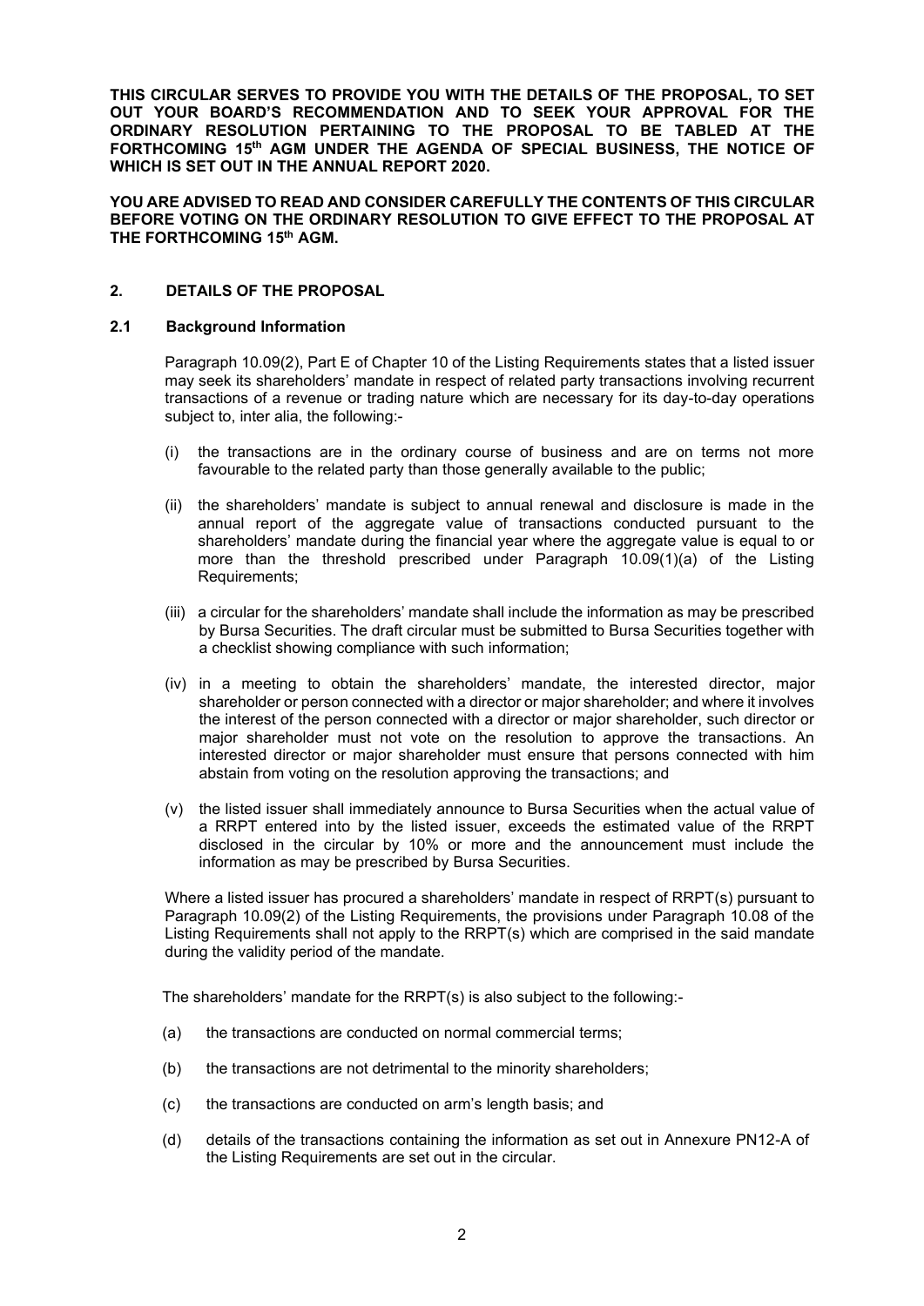**THIS CIRCULAR SERVES TO PROVIDE YOU WITH THE DETAILS OF THE PROPOSAL, TO SET OUT YOUR BOARD'S RECOMMENDATION AND TO SEEK YOUR APPROVAL FOR THE ORDINARY RESOLUTION PERTAINING TO THE PROPOSAL TO BE TABLED AT THE FORTHCOMING 15th AGM UNDER THE AGENDA OF SPECIAL BUSINESS, THE NOTICE OF WHICH IS SET OUT IN THE ANNUAL REPORT 2020.**

**YOU ARE ADVISED TO READ AND CONSIDER CAREFULLY THE CONTENTS OF THIS CIRCULAR BEFORE VOTING ON THE ORDINARY RESOLUTION TO GIVE EFFECT TO THE PROPOSAL AT THE FORTHCOMING 15th AGM.**

## 2. DETAILS OF THE PROPOSAL

### 2.1 Background Information

Paragraph 10.09(2), Part E of Chapter 10 of the Listing Requirements states that a listed issuer may seek its shareholders' mandate in respect of related party transactions involving recurrent transactions of a revenue or trading nature which are necessary for its day-to-day operations subject to, inter alia, the following:-

(i) the transactions are in the ordinary course of business and are on terms not more favourable to the related party than those generally available to the public;

(ii) the shareholders' mandate is subject to annual renewal and disclosure is made in the annual report of the aggregate value of transactions conducted pursuant to the shareholders' mandate during the financial year where the aggregate value is equal to or more than the threshold prescribed under Paragraph 10.09(1)(a) of the Listing Requirements;

(iii) a circular for the shareholders' mandate shall include the information as may be prescribed by Bursa Securities. The draft circular must be submitted to Bursa Securities together with a checklist showing compliance with such information;

(iv) in a meeting to obtain the shareholders' mandate, the interested director, major shareholder or person connected with a director or major shareholder; and where it involves the interest of the person connected with a director or major shareholder, such director or major shareholder must not vote on the resolution to approve the transactions. An interested director or major shareholder must ensure that persons connected with him abstain from voting on the resolution approving the transactions; and

(v) the listed issuer shall immediately announce to Bursa Securities when the actual value of a RRPT entered into by the listed issuer, exceeds the estimated value of the RRPT disclosed in the circular by 10% or more and the announcement must include the information as may be prescribed by Bursa Securities.

Where a listed issuer has procured a shareholders' mandate in respect of RRPT(s) pursuant to Paragraph 10.09(2) of the Listing Requirements, the provisions under Paragraph 10.08 of the Listing Requirements shall not apply to the RRPT(s) which are comprised in the said mandate during the validity period of the mandate.

The shareholders' mandate for the RRPT(s) is also subject to the following:-

(a) the transactions are conducted on normal commercial terms;

(b) the transactions are not detrimental to the minority shareholders;

(c) the transactions are conducted on arm's length basis; and

(d) details of the transactions containing the information as set out in Annexure PN12-A of the Listing Requirements are set out in the circular.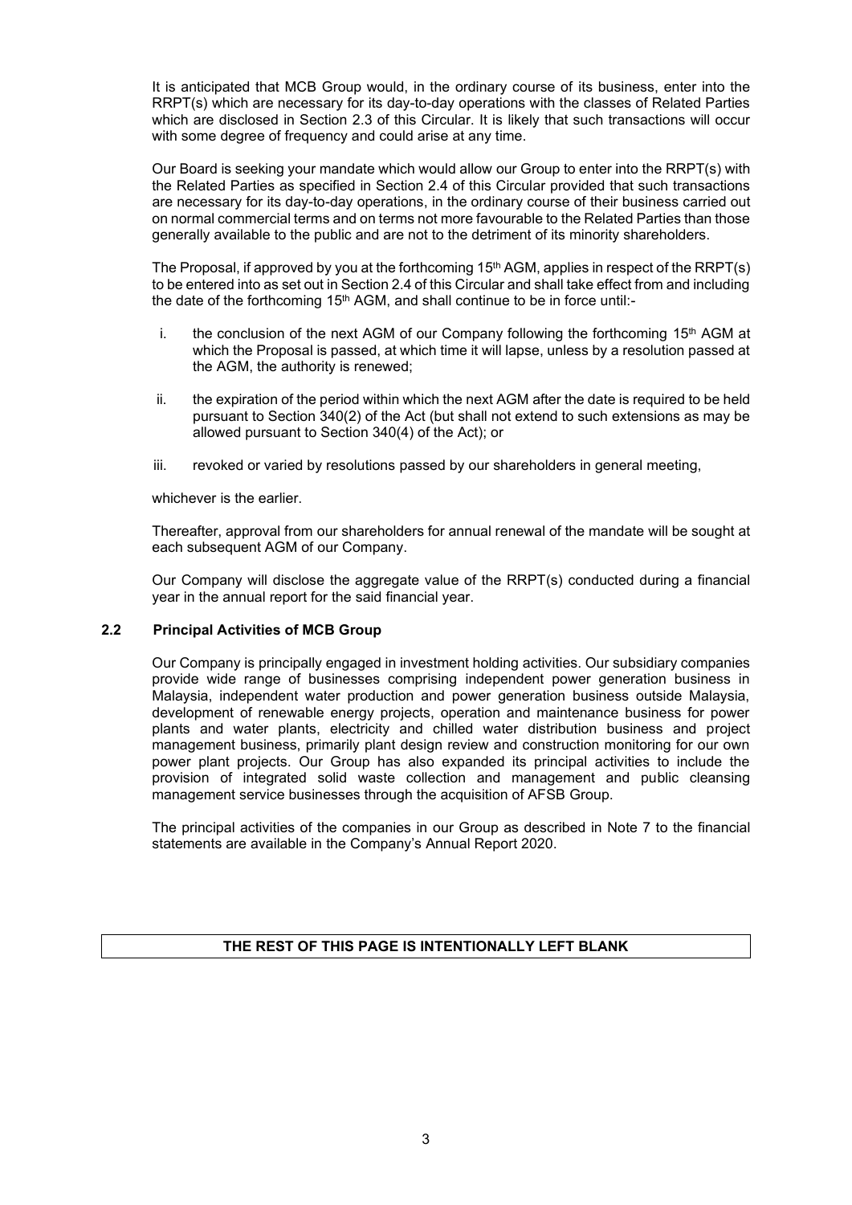It is anticipated that MCB Group would, in the ordinary course of its business, enter into the RRPT(s) which are necessary for its day-to-day operations with the classes of Related Parties which are disclosed in Section 2.3 of this Circular. It is likely that such transactions will occur with some degree of frequency and could arise at any time.

Our Board is seeking your mandate which would allow our Group to enter into the RRPT(s) with the Related Parties as specified in Section 2.4 of this Circular provided that such transactions are necessary for its day-to-day operations, in the ordinary course of their business carried out on normal commercial terms and on terms not more favourable to the Related Parties than those generally available to the public and are not to the detriment of its minority shareholders.

The Proposal, if approved by you at the forthcoming 15th AGM, applies in respect of the RRPT(s) to be entered into as set out in Section 2.4 of this Circular and shall take effect from and including the date of the forthcoming 15th AGM, and shall continue to be in force until:-

i. the conclusion of the next AGM of our Company following the forthcoming 15th AGM at which the Proposal is passed, at which time it will lapse, unless by a resolution passed at the AGM, the authority is renewed;

ii. the expiration of the period within which the next AGM after the date is required to be held pursuant to Section 340(2) of the Act (but shall not extend to such extensions as may be allowed pursuant to Section 340(4) of the Act); or

iii. revoked or varied by resolutions passed by our shareholders in general meeting,

whichever is the earlier.

Thereafter, approval from our shareholders for annual renewal of the mandate will be sought at each subsequent AGM of our Company.

Our Company will disclose the aggregate value of the RRPT(s) conducted during a financial year in the annual report for the said financial year.

## 2.2 Principal Activities of MCB Group

Our Company is principally engaged in investment holding activities. Our subsidiary companies provide wide range of businesses comprising independent power generation business in Malaysia, independent water production and power generation business outside Malaysia, development of renewable energy projects, operation and maintenance business for power plants and water plants, electricity and chilled water distribution business and project management business, primarily plant design review and construction monitoring for our own power plant projects. Our Group has also expanded its principal activities to include the provision of integrated solid waste collection and management and public cleansing management service businesses through the acquisition of AFSB Group.

The principal activities of the companies in our Group as described in Note 7 to the financial statements are available in the Company's Annual Report 2020.

**THE REST OF THIS PAGE IS INTENTIONALLY LEFT BLANK**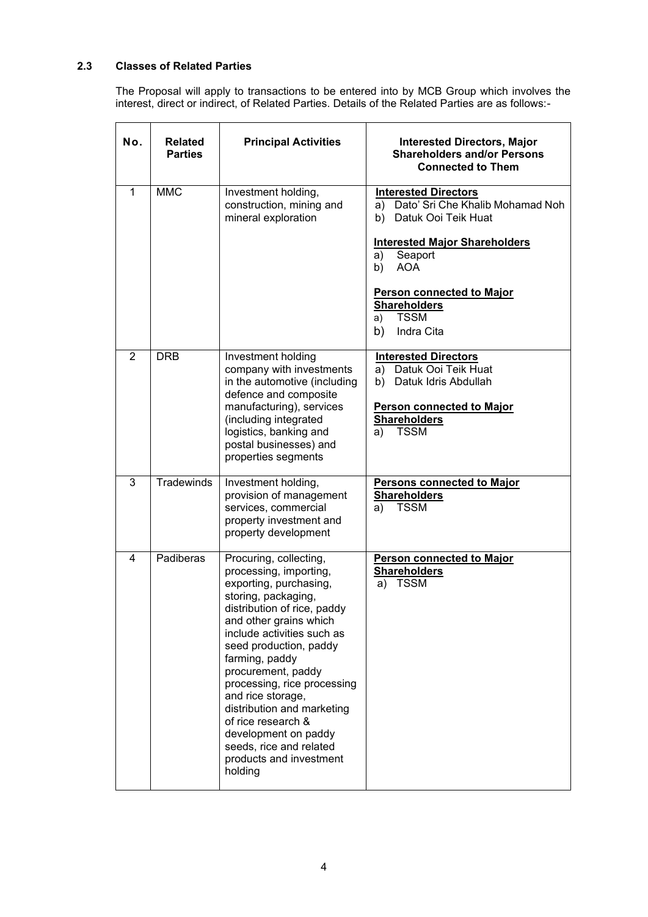## 2.3 Classes of Related Parties

The Proposal will apply to transactions to be entered into by MCB Group which involves the interest, direct or indirect, of Related Parties. Details of the Related Parties are as follows:-

| No. | Related Parties | Principal Activities | Interested Directors, Major Shareholders and/or Persons Connected to Them |
|---|---|---|---|
| 1 | MMC | Investment holding, construction, mining and mineral exploration | **Interested Directors**<br>a) Dato' Sri Che Khalib Mohamad Noh<br>b) Datuk Ooi Teik Huat<br><br>**Interested Major Shareholders**<br>a) Seaport<br>b) AOA<br><br>**Person connected to Major Shareholders**<br>a) TSSM<br>b) Indra Cita |
| 2 | DRB | Investment holding company with investments in the automotive (including defence and composite manufacturing), services (including integrated logistics, banking and postal businesses) and properties segments | **Interested Directors**<br>a) Datuk Ooi Teik Huat<br>b) Datuk Idris Abdullah<br><br>**Person connected to Major Shareholders**<br>a) TSSM |
| 3 | Tradewinds | Investment holding, provision of management services, commercial property investment and property development | **Persons connected to Major Shareholders**<br>a) TSSM |
| 4 | Padiberas | Procuring, collecting, processing, importing, exporting, purchasing, storing, packaging, distribution of rice, paddy and other grains which include activities such as seed production, paddy farming, paddy procurement, paddy processing, rice processing and rice storage, distribution and marketing of rice research & development on paddy seeds, rice and related products and investment holding | **Person connected to Major Shareholders**<br>a) TSSM |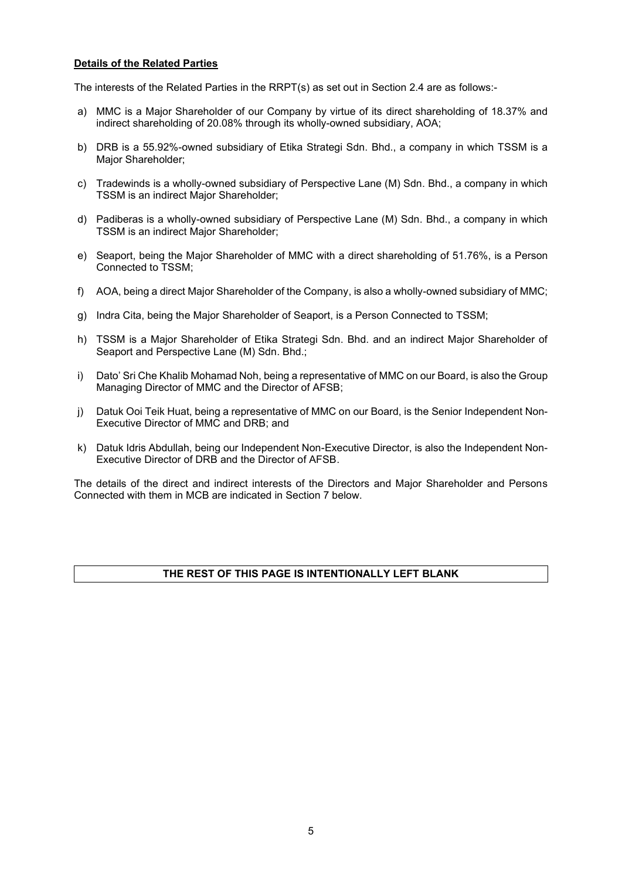**Details of the Related Parties**

The interests of the Related Parties in the RRPT(s) as set out in Section 2.4 are as follows:-

a) MMC is a Major Shareholder of our Company by virtue of its direct shareholding of 18.37% and indirect shareholding of 20.08% through its wholly-owned subsidiary, AOA;

b) DRB is a 55.92%-owned subsidiary of Etika Strategi Sdn. Bhd., a company in which TSSM is a Major Shareholder;

c) Tradewinds is a wholly-owned subsidiary of Perspective Lane (M) Sdn. Bhd., a company in which TSSM is an indirect Major Shareholder;

d) Padiberas is a wholly-owned subsidiary of Perspective Lane (M) Sdn. Bhd., a company in which TSSM is an indirect Major Shareholder;

e) Seaport, being the Major Shareholder of MMC with a direct shareholding of 51.76%, is a Person Connected to TSSM;

f) AOA, being a direct Major Shareholder of the Company, is also a wholly-owned subsidiary of MMC;

g) Indra Cita, being the Major Shareholder of Seaport, is a Person Connected to TSSM;

h) TSSM is a Major Shareholder of Etika Strategi Sdn. Bhd. and an indirect Major Shareholder of Seaport and Perspective Lane (M) Sdn. Bhd.;

i) Dato' Sri Che Khalib Mohamad Noh, being a representative of MMC on our Board, is also the Group Managing Director of MMC and the Director of AFSB;

j) Datuk Ooi Teik Huat, being a representative of MMC on our Board, is the Senior Independent Non-Executive Director of MMC and DRB; and

k) Datuk Idris Abdullah, being our Independent Non-Executive Director, is also the Independent Non-Executive Director of DRB and the Director of AFSB.

The details of the direct and indirect interests of the Directors and Major Shareholder and Persons Connected with them in MCB are indicated in Section 7 below.

**THE REST OF THIS PAGE IS INTENTIONALLY LEFT BLANK**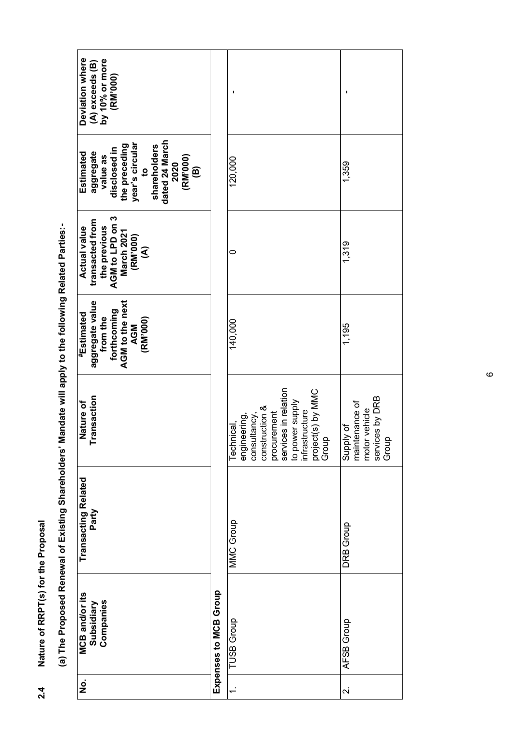**2.4 Nature of RRPT(s) for the Proposal**

**(a) The Proposed Renewal of Existing Shareholders' Mandate will apply to the following Related Parties:-**

| No. | MCB and/or its Subsidiary Companies | Transacting Related Party | Nature of Transaction | #Estimated aggregate value from the forthcoming AGM to the next AGM (RM'000) | Actual value transacted from the previous AGM to LPD on 3 March 2021 (RM'000) (A) | Estimated aggregate value as disclosed in the preceding year's circular to shareholders dated 24 March 2020 (RM'000) (B) | Deviation where (A) exceeds (B) by 10% or more (RM'000) |
|---|---|---|---|---|---|---|---|
| **Expenses to MCB Group** | | | | | | | |
| 1. | TUSB Group | MMC Group | Technical, engineering, consultancy, construction & procurement services in relation to power supply infrastructure project(s) by MMC Group | 140,000 | 0 | 120,000 | - |
| 2. | AFSB Group | DRB Group | Supply of maintenance of motor vehicle services by DRB Group | 1,195 | 1,319 | 1,359 | - |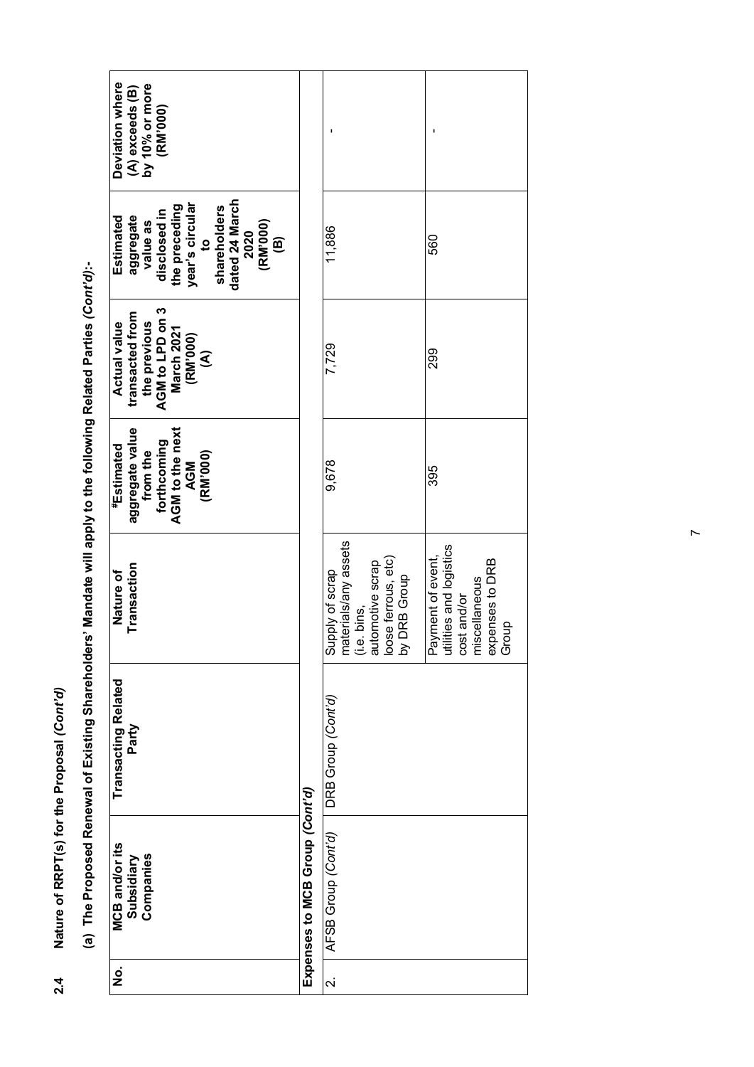## 2.4 Nature of RRPT(s) for the Proposal (*Cont'd*)

**(a) The Proposed Renewal of Existing Shareholders' Mandate will apply to the following Related Parties (*Cont'd*):-**

| No. | MCB and/or its Subsidiary Companies | Transacting Related Party | Nature of Transaction | #Estimated aggregate value from the forthcoming AGM to the next AGM (RM'000) | Actual value transacted from the previous AGM to LPD on 3 March 2021 (RM'000) (A) | Estimated aggregate value as disclosed in the preceding year's circular to shareholders dated 24 March 2020 (RM'000) (B) | Deviation where (A) exceeds (B) by 10% or more (RM'000) |
|---|---|---|---|---|---|---|---|
| **Expenses to MCB Group (*Cont'd*)** | | | | | | | |
| 2. | AFSB Group (*Cont'd*) | DRB Group (*Cont'd*) | Supply of scrap materials/any assets (i.e. bins, automotive scrap loose ferrous, etc) by DRB Group | 9,678 | 7,729 | 11,886 | - |
| | | | Payment of event, utilities and logistics cost and/or miscellaneous expenses to DRB Group | 395 | 299 | 560 | - |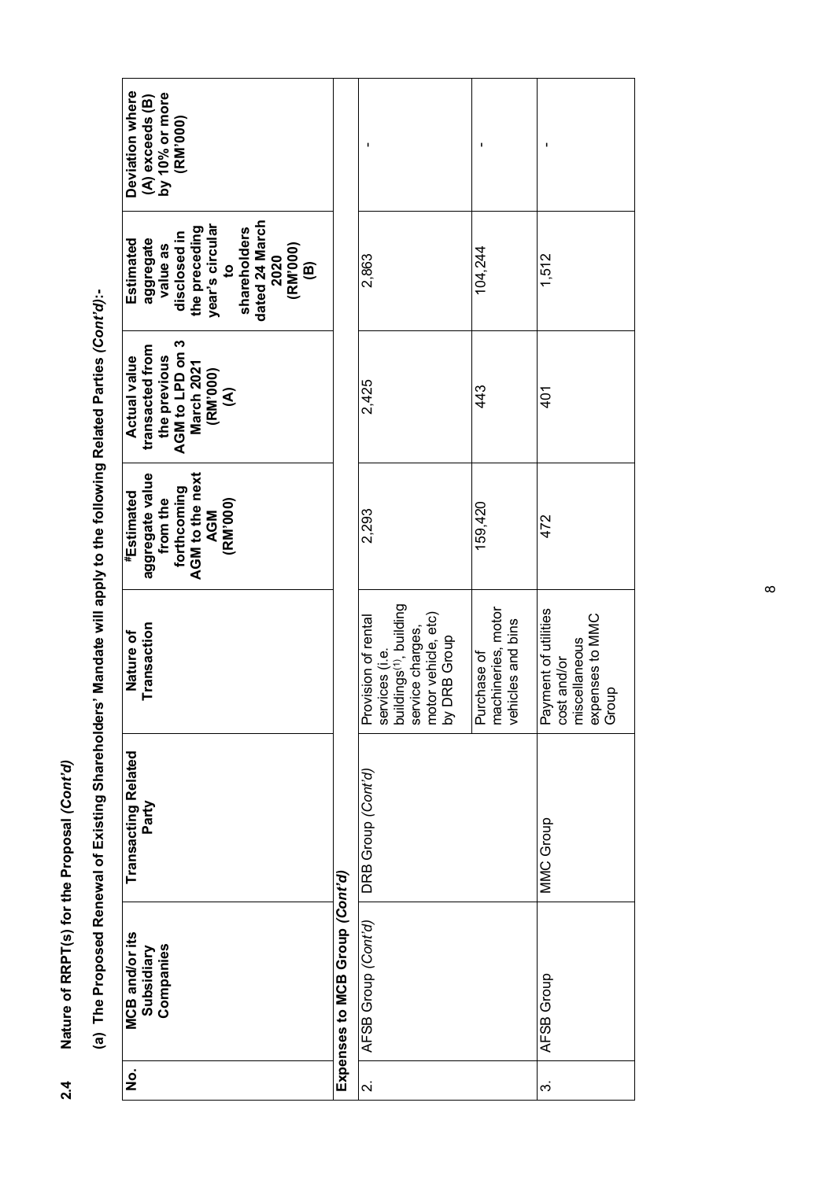**2.4 Nature of RRPT(s) for the Proposal *(Cont'd)***

**(a) The Proposed Renewal of Existing Shareholders' Mandate will apply to the following Related Parties *(Cont'd)*:-**

| No. | MCB and/or its Subsidiary Companies | Transacting Related Party | Nature of Transaction | #Estimated aggregate value from the forthcoming AGM to the next AGM (RM'000) | Actual value transacted from the previous AGM to LPD on 3 March 2021 (RM'000) (A) | Estimated aggregate value as disclosed in the preceding year's circular to shareholders dated 24 March 2020 (RM'000) (B) | Deviation where (A) exceeds (B) by 10% or more (RM'000) |
|---|---|---|---|---|---|---|---|
| **Expenses to MCB Group *(Cont'd)*** | | | | | | | |
| 2. | AFSB Group *(Cont'd)* | DRB Group *(Cont'd)* | Provision of rental services (i.e. buildings[(1)], building service charges, motor vehicle, etc) by DRB Group | 2,293 | 2,425 | 2,863 | - |
| | | | Purchase of machineries, motor vehicles and bins | 159,420 | 443 | 104,244 | - |
| 3. | AFSB Group | MMC Group | Payment of utilities cost and/or miscellaneous expenses to MMC Group | 472 | 401 | 1,512 | - |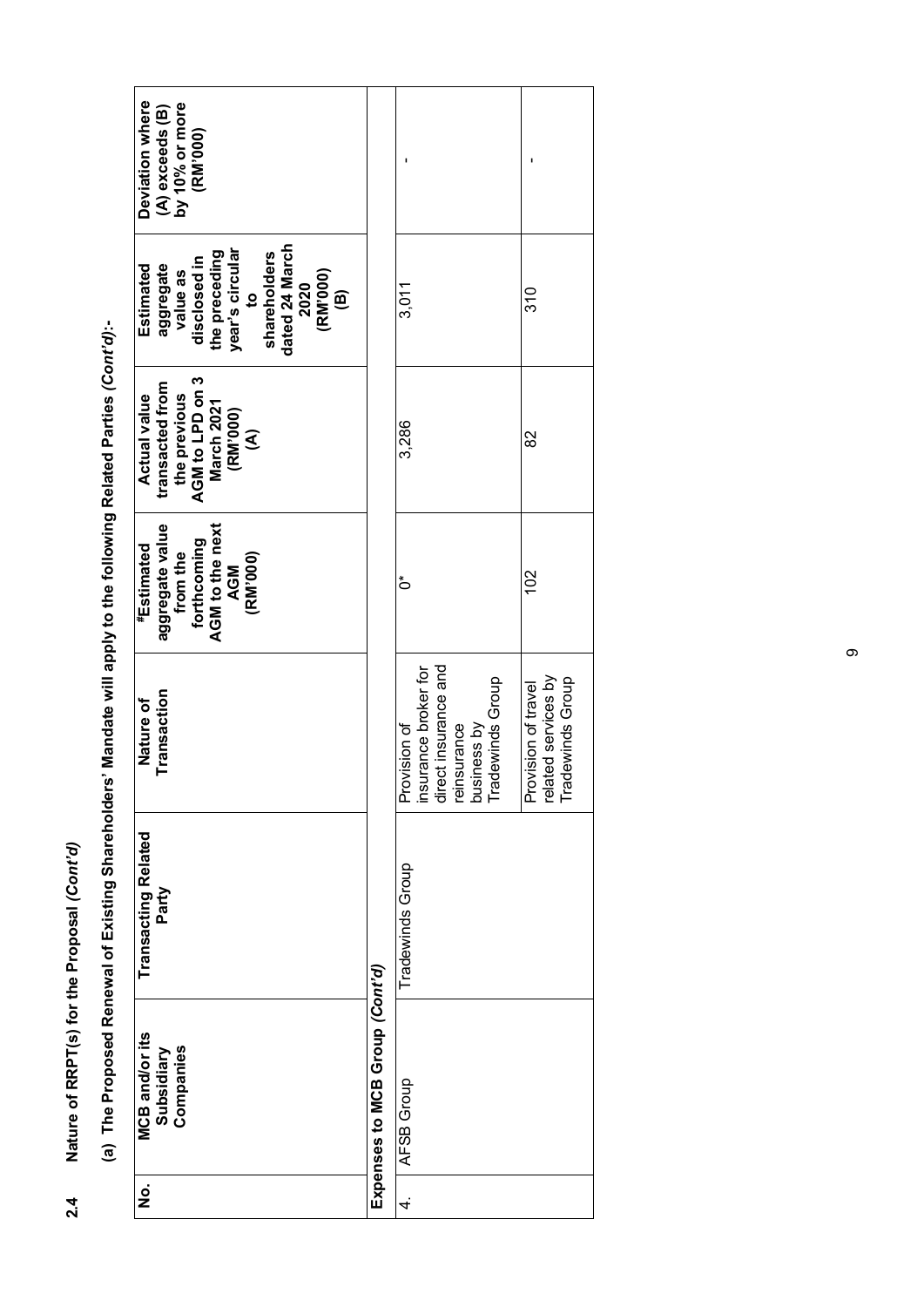## 2.4 Nature of RRPT(s) for the Proposal *(Cont'd)*

**(a) The Proposed Renewal of Existing Shareholders' Mandate will apply to the following Related Parties *(Cont'd)*:-**

| No. | MCB and/or its Subsidiary Companies | Transacting Related Party | Nature of Transaction | #Estimated aggregate value from the forthcoming AGM to the next AGM (RM'000) | Actual value transacted from the previous AGM to LPD on 3 March 2021 (RM'000) (A) | Estimated aggregate value as disclosed in the preceding year's circular to shareholders dated 24 March 2020 (RM'000) (B) | Deviation where (A) exceeds (B) by 10% or more (RM'000) |
|---|---|---|---|---|---|---|---|
| **Expenses to MCB Group *(Cont'd)*** | | | | | | | |
| 4. | AFSB Group | Tradewinds Group | Provision of insurance broker for direct insurance and reinsurance business by Tradewinds Group | 0* | 3,286 | 3,011 | - |
| | | | Provision of travel related services by Tradewinds Group | 102 | 82 | 310 | - |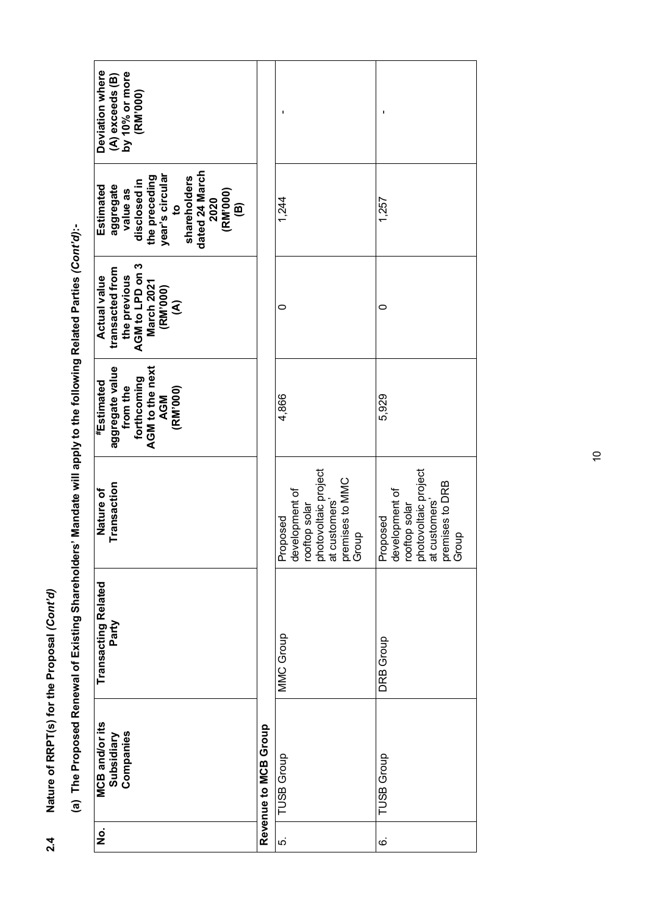## 2.4 Nature of RRPT(s) for the Proposal *(Cont'd)*

**(a) The Proposed Renewal of Existing Shareholders' Mandate will apply to the following Related Parties *(Cont'd)*:-**

| No. | MCB and/or its Subsidiary Companies | Transacting Related Party | Nature of Transaction | #Estimated aggregate value from the forthcoming AGM to the next AGM (RM'000) | Actual value transacted from the previous AGM to LPD on 3 March 2021 (RM'000) (A) | Estimated aggregate value as disclosed in the preceding year's circular to shareholders dated 24 March 2020 (RM'000) (B) | Deviation where (A) exceeds (B) by 10% or more (RM'000) |
|---|---|---|---|---|---|---|---|
| **Revenue to MCB Group** | | | | | | | |
| 5. | TUSB Group | MMC Group | Proposed development of rooftop solar photovoltaic project at customers' premises to MMC Group | 4,866 | 0 | 1,244 | - |
| 6. | TUSB Group | DRB Group | Proposed development of rooftop solar photovoltaic project at customers' premises to DRB Group | 5,929 | 0 | 1,257 | - |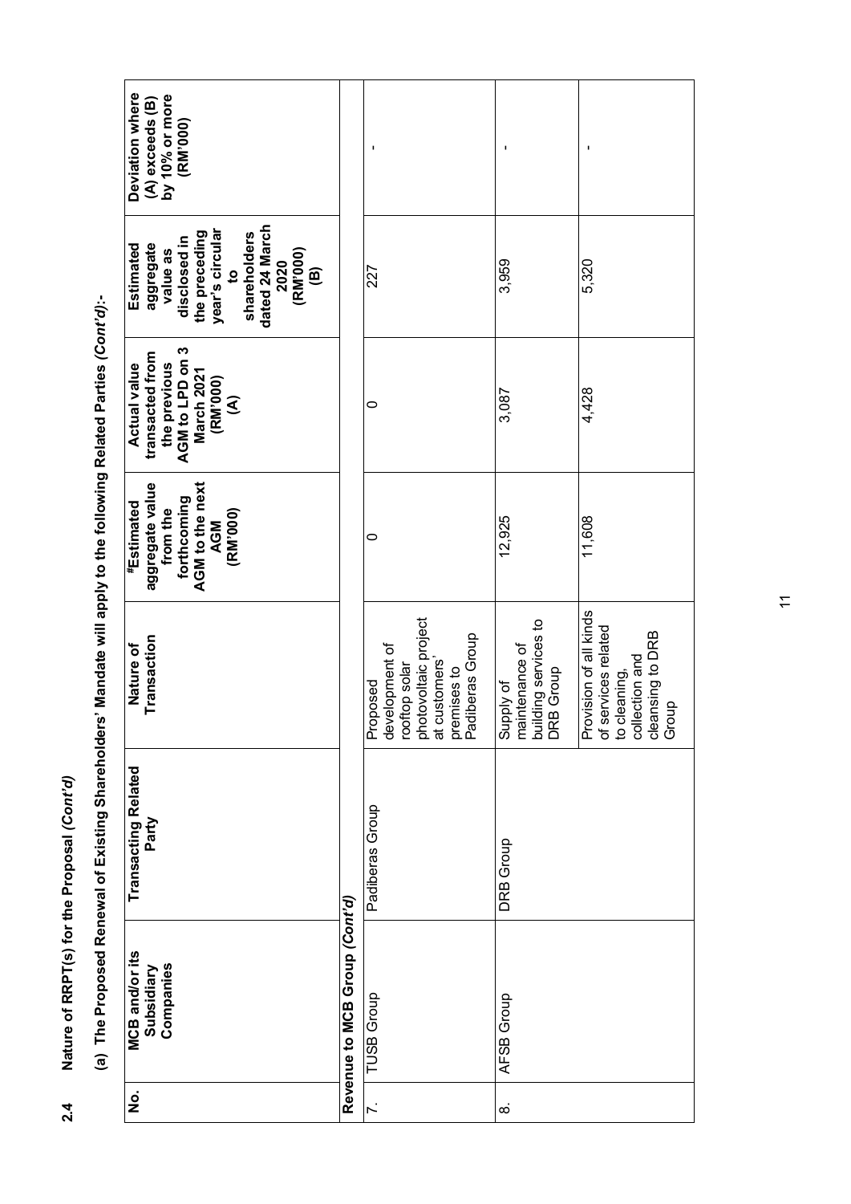## 2.4 Nature of RRPT(s) for the Proposal *(Cont'd)*

### (a) The Proposed Renewal of Existing Shareholders' Mandate will apply to the following Related Parties *(Cont'd)*:-

| No. | MCB and/or its Subsidiary Companies | Transacting Related Party | Nature of Transaction | #Estimated aggregate value from the forthcoming AGM to the next AGM (RM'000) | Actual value transacted from the previous AGM to LPD on 3 March 2021 (RM'000) (A) | Estimated aggregate value as disclosed in the preceding year's circular to shareholders dated 24 March 2020 (RM'000) (B) | Deviation where (A) exceeds (B) by 10% or more (RM'000) |
|---|---|---|---|---|---|---|---|
| **Revenue to MCB Group** *(Cont'd)* | | | | | | | |
| 7. | TUSB Group | Padiberas Group | Proposed development of rooftop solar photovoltaic project at customers' premises to Padiberas Group | 0 | 0 | 227 | - |
| 8. | AFSB Group | DRB Group | Supply of maintenance of building services to DRB Group | 12,925 | 3,087 | 3,959 | - |
| | | | Provision of all kinds of services related to cleaning, collection and cleansing to DRB Group | 11,608 | 4,428 | 5,320 | - |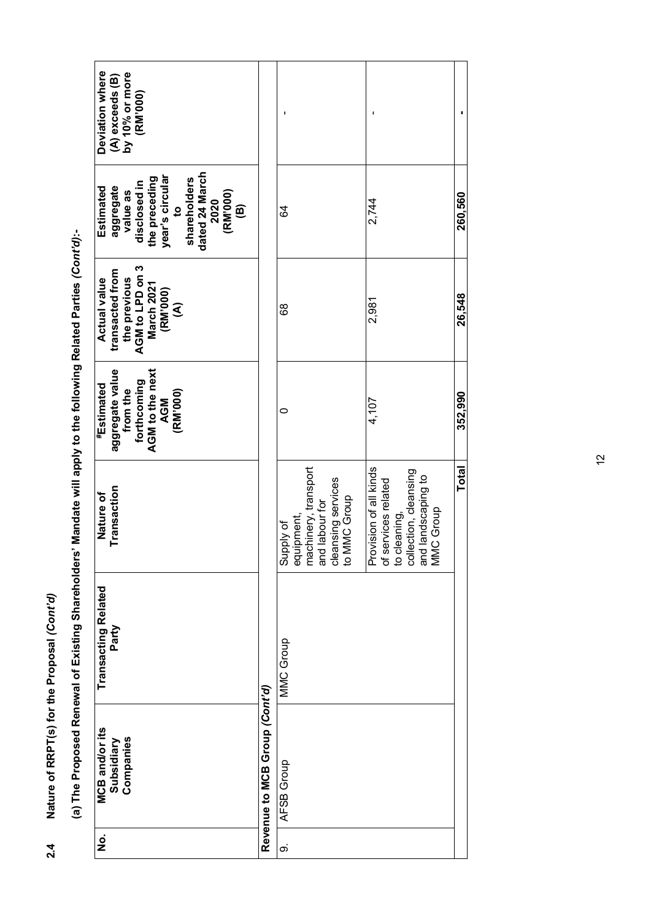## 2.4 Nature of RRPT(s) for the Proposal *(Cont'd)*

**(a) The Proposed Renewal of Existing Shareholders' Mandate will apply to the following Related Parties *(Cont'd)*:-**

| No. | MCB and/or its Subsidiary Companies | Transacting Related Party | Nature of Transaction | #Estimated aggregate value from the forthcoming AGM to the next AGM (RM'000) | Actual value transacted from the previous AGM to LPD on 3 March 2021 (RM'000) (A) | Estimated aggregate value as disclosed in the preceding year's circular to shareholders dated 24 March 2020 (RM'000) (B) | Deviation where (A) exceeds (B) by 10% or more (RM'000) |
|---|---|---|---|---|---|---|---|
| **Revenue to MCB Group *(Cont'd)*** | | | | | | | |
| 9. | AFSB Group | MMC Group | Supply of equipment, machinery, transport and labour for cleansing services to MMC Group | 0 | 68 | 64 | - |
| | | | Provision of all kinds of services related to cleaning, collection, cleansing and landscaping to MMC Group | 4,107 | 2,981 | 2,744 | - |
| | | | **Total** | **352,990** | **26,548** | **260,560** | **-** |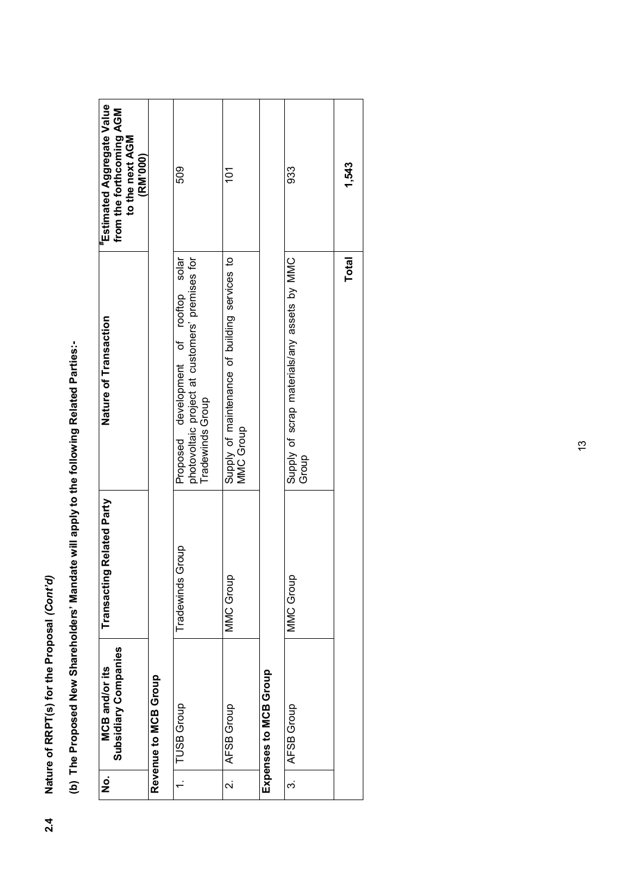## 2.4 Nature of RRPT(s) for the Proposal *(Cont'd)*

**(b) The Proposed New Shareholders' Mandate will apply to the following Related Parties:-**

| No. | MCB and/or its Subsidiary Companies | Transacting Related Party | Nature of Transaction | #Estimated Aggregate Value from the forthcoming AGM to the next AGM (RM'000) |
|---|---|---|---|---|
| **Revenue to MCB Group** | | | | |
| 1. | TUSB Group | Tradewinds Group | Proposed development of rooftop solar photovoltaic project at customers' premises for Tradewinds Group | 509 |
| 2. | AFSB Group | MMC Group | Supply of maintenance of building services to MMC Group | 101 |
| **Expenses to MCB Group** | | | | |
| 3. | AFSB Group | MMC Group | Supply of scrap materials/any assets by MMC Group | 933 |
| | | | **Total** | **1,543** |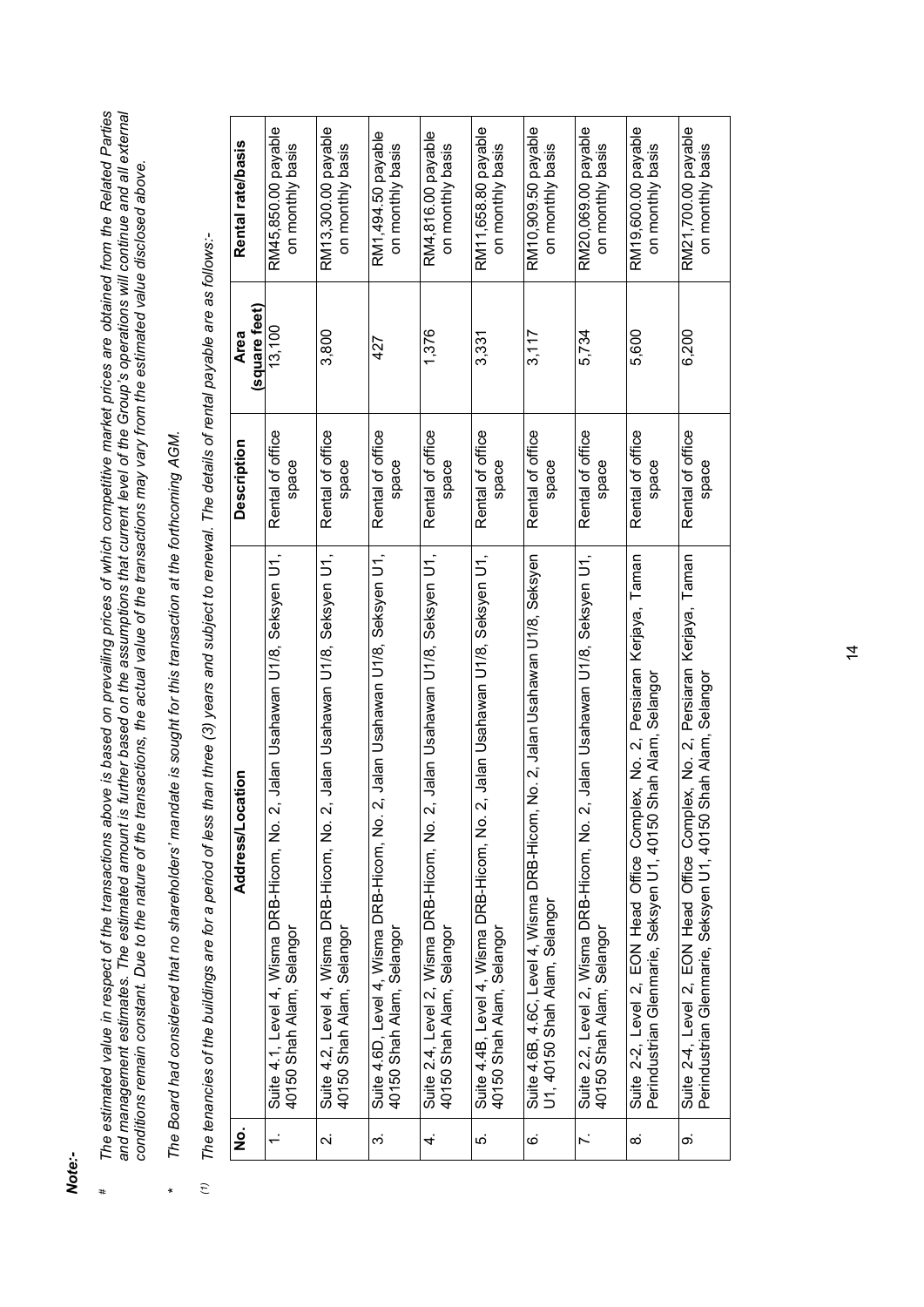***Note:-***

\# *The estimated value in respect of the transactions above is based on prevailing prices of which competitive market prices are obtained from the Related Parties and management estimates. The estimated amount is further based on the assumptions that current level of the Group's operations will continue and all external conditions remain constant. Due to the nature of the transactions, the actual value of the transactions may vary from the estimated value disclosed above.*

\* *The Board had considered that no shareholders' mandate is sought for this transaction at the forthcoming AGM.*

[(1)] *The tenancies of the buildings are for a period of less than three (3) years and subject to renewal. The details of rental payable are as follows:-*

| No. | Address/Location | Description | Area (square feet) | Rental rate/basis |
|---|---|---|---|---|
| 1. | Suite 4.1, Level 4, Wisma DRB-Hicom, No. 2, Jalan Usahawan U1/8, Seksyen U1, 40150 Shah Alam, Selangor | Rental of office space | 13,100 | RM45,850.00 payable on monthly basis |
| 2. | Suite 4.2, Level 4, Wisma DRB-Hicom, No. 2, Jalan Usahawan U1/8, Seksyen U1, 40150 Shah Alam, Selangor | Rental of office space | 3,800 | RM13,300.00 payable on monthly basis |
| 3. | Suite 4.6D, Level 4, Wisma DRB-Hicom, No. 2, Jalan Usahawan U1/8, Seksyen U1, 40150 Shah Alam, Selangor | Rental of office space | 427 | RM1,494.50 payable on monthly basis |
| 4. | Suite 2.4, Level 2, Wisma DRB-Hicom, No. 2, Jalan Usahawan U1/8, Seksyen U1, 40150 Shah Alam, Selangor | Rental of office space | 1,376 | RM4,816.00 payable on monthly basis |
| 5. | Suite 4.4B, Level 4, Wisma DRB-Hicom, No. 2, Jalan Usahawan U1/8, Seksyen U1, 40150 Shah Alam, Selangor | Rental of office space | 3,331 | RM11,658.80 payable on monthly basis |
| 6. | Suite 4.6B, 4.6C, Level 4, Wisma DRB-Hicom, No. 2, Jalan Usahawan U1/8, Seksyen U1, 40150 Shah Alam, Selangor | Rental of office space | 3,117 | RM10,909.50 payable on monthly basis |
| 7. | Suite 2.2, Level 2, Wisma DRB-Hicom, No. 2, Jalan Usahawan U1/8, Seksyen U1, 40150 Shah Alam, Selangor | Rental of office space | 5,734 | RM20,069.00 payable on monthly basis |
| 8. | Suite 2-2, Level 2, EON Head Office Complex, No. 2, Persiaran Kerjaya, Taman Perindustrian Glenmarie, Seksyen U1, 40150 Shah Alam, Selangor | Rental of office space | 5,600 | RM19,600.00 payable on monthly basis |
| 9. | Suite 2-4, Level 2, EON Head Office Complex, No. 2, Persiaran Kerjaya, Taman Perindustrian Glenmarie, Seksyen U1, 40150 Shah Alam, Selangor | Rental of office space | 6,200 | RM21,700.00 payable on monthly basis |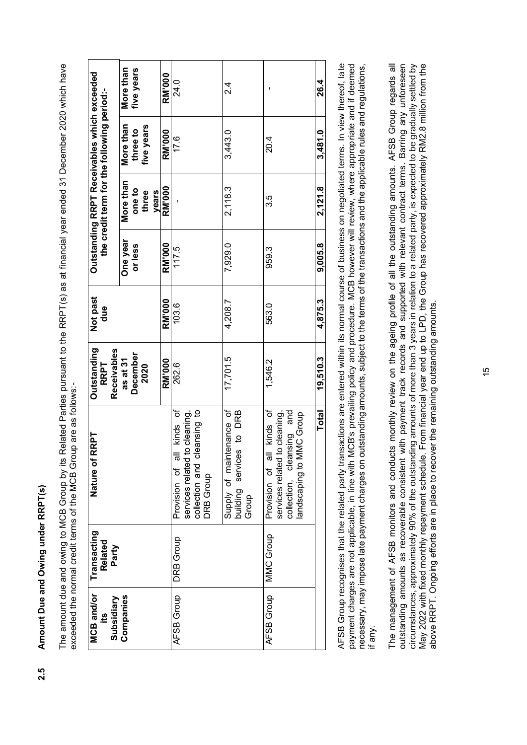## 2.5 Amount Due and Owing under RRPT(s)

The amount due and owing to MCB Group by its Related Parties pursuant to the RRPT(s) as at financial year ended 31 December 2020 which have exceeded the normal credit terms of the MCB Group are as follows:-

| MCB and/or its Subsidiary Companies | Transacting Related Party | Nature of RRPT | Outstanding RRPT Receivables as at 31 December 2020 | Not past due | Outstanding RRPT Receivables which exceeded the credit term for the following period:- | | | |
|---|---|---|---|---|---|---|---|---|
| | | | | | One year or less | More than one to three years | More than three to five years | More than five years |
| | | | RM'000 | RM'000 | RM'000 | RM'000 | RM'000 | RM'000 |
| AFSB Group | DRB Group | Provision of all kinds of services related to cleaning, collection and cleansing to DRB Group | 262.6 | 103.6 | 117.5 | - | 17.6 | 24.0 |
| | | Supply of maintenance of building services to DRB Group | 17,701.5 | 4,208.7 | 7,929.0 | 2,118.3 | 3,443.0 | 2.4 |
| AFSB Group | MMC Group | Provision of all kinds of services related to cleaning, collection, cleansing and landscaping to MMC Group | 1,546.2 | 563.0 | 959.3 | 3.5 | 20.4 | - |
| | | **Total** | **19,510.3** | **4,875.3** | **9,005.8** | **2,121.8** | **3,481.0** | **26.4** |

AFSB Group recognises that the related party transactions are entered within its normal course of business on negotiated terms. In view thereof, late payment charges are not applicable, in line with MCB's prevailing policy and procedure. MCB however will review, where appropriate and if deemed necessary, may impose late payment charges on outstanding amounts, subject to the terms of the transactions and the applicable rules and regulations, if any.

The management of AFSB monitors and conducts monthly review on the ageing profile of all the outstanding amounts. AFSB Group regards all outstanding amounts as recoverable consistent with payment track records and supported with relevant contract terms. Barring any unforeseen circumstances, approximately 90% of the outstanding amounts of more than 3 years in relation to a related party, is expected to be gradually settled by May 2022 with fixed monthly repayment schedule. From financial year end up to LPD, the Group has recovered approximately RM2.8 million from the above RRPT. Ongoing efforts are in place to recover the remaining outstanding amounts.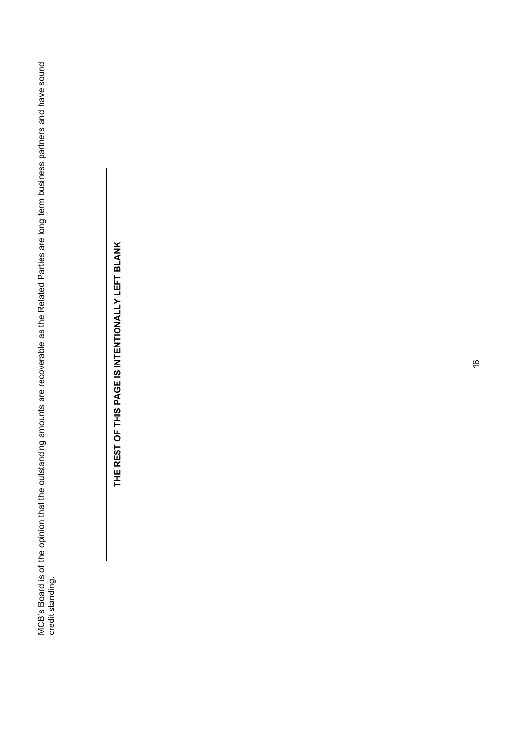MCB's Board is of the opinion that the outstanding amounts are recoverable as the Related Parties are long term business partners and have sound credit standing.

| **THE REST OF THIS PAGE IS INTENTIONALLY LEFT BLANK** |
|---|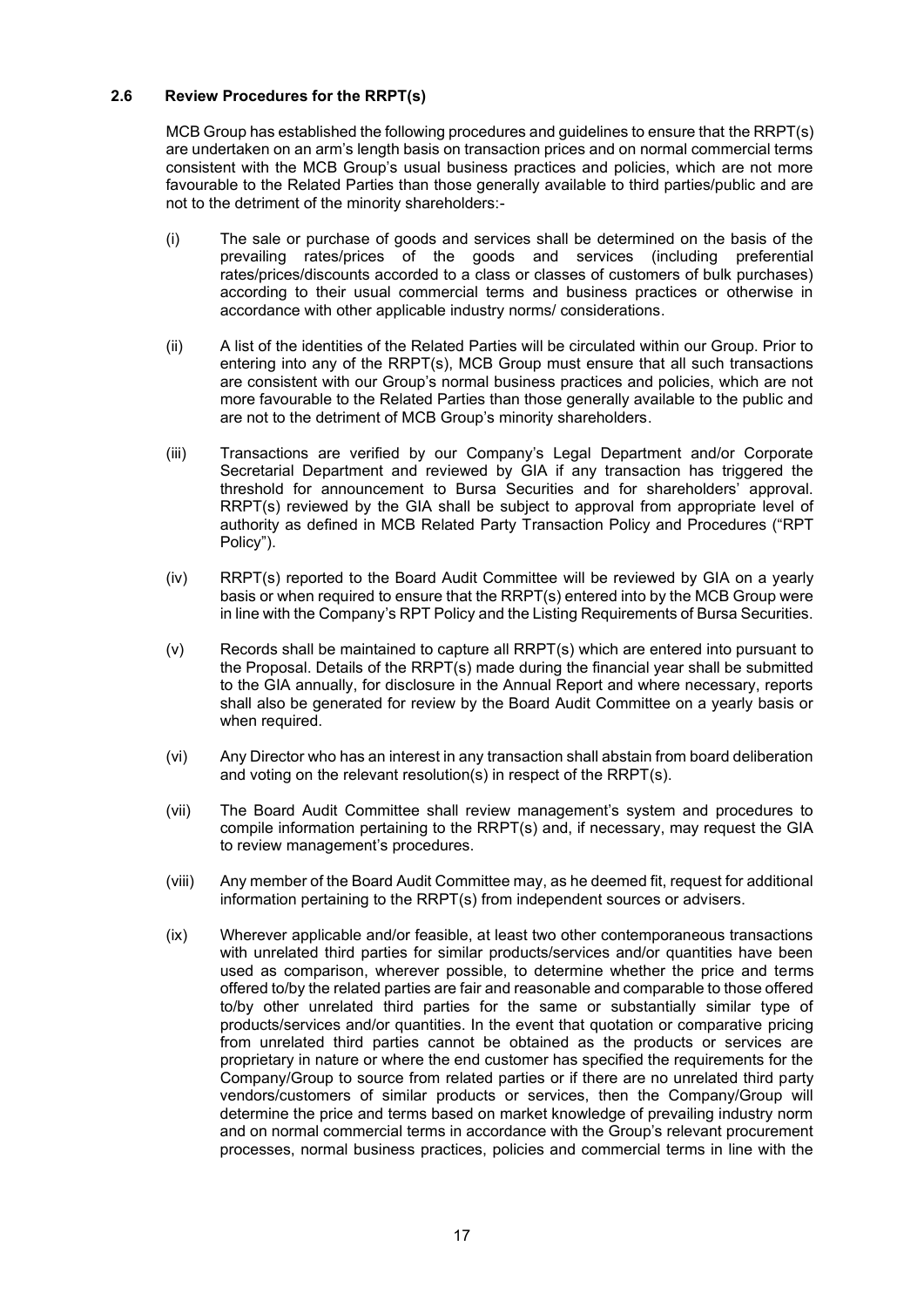### 2.6 Review Procedures for the RRPT(s)

MCB Group has established the following procedures and guidelines to ensure that the RRPT(s) are undertaken on an arm's length basis on transaction prices and on normal commercial terms consistent with the MCB Group's usual business practices and policies, which are not more favourable to the Related Parties than those generally available to third parties/public and are not to the detriment of the minority shareholders:-

(i) The sale or purchase of goods and services shall be determined on the basis of the prevailing rates/prices of the goods and services (including preferential rates/prices/discounts accorded to a class or classes of customers of bulk purchases) according to their usual commercial terms and business practices or otherwise in accordance with other applicable industry norms/ considerations.

(ii) A list of the identities of the Related Parties will be circulated within our Group. Prior to entering into any of the RRPT(s), MCB Group must ensure that all such transactions are consistent with our Group's normal business practices and policies, which are not more favourable to the Related Parties than those generally available to the public and are not to the detriment of MCB Group's minority shareholders.

(iii) Transactions are verified by our Company's Legal Department and/or Corporate Secretarial Department and reviewed by GIA if any transaction has triggered the threshold for announcement to Bursa Securities and for shareholders' approval. RRPT(s) reviewed by the GIA shall be subject to approval from appropriate level of authority as defined in MCB Related Party Transaction Policy and Procedures ("RPT Policy").

(iv) RRPT(s) reported to the Board Audit Committee will be reviewed by GIA on a yearly basis or when required to ensure that the RRPT(s) entered into by the MCB Group were in line with the Company's RPT Policy and the Listing Requirements of Bursa Securities.

(v) Records shall be maintained to capture all RRPT(s) which are entered into pursuant to the Proposal. Details of the RRPT(s) made during the financial year shall be submitted to the GIA annually, for disclosure in the Annual Report and where necessary, reports shall also be generated for review by the Board Audit Committee on a yearly basis or when required.

(vi) Any Director who has an interest in any transaction shall abstain from board deliberation and voting on the relevant resolution(s) in respect of the RRPT(s).

(vii) The Board Audit Committee shall review management's system and procedures to compile information pertaining to the RRPT(s) and, if necessary, may request the GIA to review management's procedures.

(viii) Any member of the Board Audit Committee may, as he deemed fit, request for additional information pertaining to the RRPT(s) from independent sources or advisers.

(ix) Wherever applicable and/or feasible, at least two other contemporaneous transactions with unrelated third parties for similar products/services and/or quantities have been used as comparison, wherever possible, to determine whether the price and terms offered to/by the related parties are fair and reasonable and comparable to those offered to/by other unrelated third parties for the same or substantially similar type of products/services and/or quantities. In the event that quotation or comparative pricing from unrelated third parties cannot be obtained as the products or services are proprietary in nature or where the end customer has specified the requirements for the Company/Group to source from related parties or if there are no unrelated third party vendors/customers of similar products or services, then the Company/Group will determine the price and terms based on market knowledge of prevailing industry norm and on normal commercial terms in accordance with the Group's relevant procurement processes, normal business practices, policies and commercial terms in line with the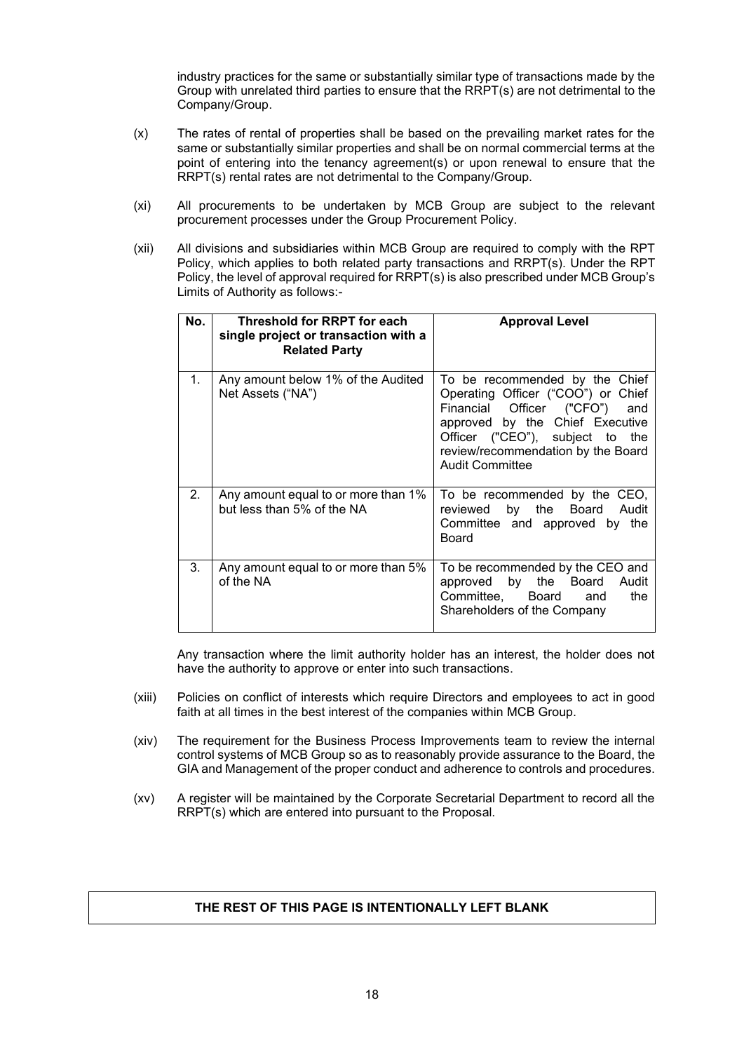industry practices for the same or substantially similar type of transactions made by the Group with unrelated third parties to ensure that the RRPT(s) are not detrimental to the Company/Group.

(x) The rates of rental of properties shall be based on the prevailing market rates for the same or substantially similar properties and shall be on normal commercial terms at the point of entering into the tenancy agreement(s) or upon renewal to ensure that the RRPT(s) rental rates are not detrimental to the Company/Group.

(xi) All procurements to be undertaken by MCB Group are subject to the relevant procurement processes under the Group Procurement Policy.

(xii) All divisions and subsidiaries within MCB Group are required to comply with the RPT Policy, which applies to both related party transactions and RRPT(s). Under the RPT Policy, the level of approval required for RRPT(s) is also prescribed under MCB Group's Limits of Authority as follows:-

| No. | Threshold for RRPT for each single project or transaction with a Related Party | Approval Level |
|---|---|---|
| 1. | Any amount below 1% of the Audited Net Assets ("NA") | To be recommended by the Chief Operating Officer ("COO") or Chief Financial Officer ("CFO") and approved by the Chief Executive Officer ("CEO"), subject to the review/recommendation by the Board Audit Committee |
| 2. | Any amount equal to or more than 1% but less than 5% of the NA | To be recommended by the CEO, reviewed by the Board Audit Committee and approved by the Board |
| 3. | Any amount equal to or more than 5% of the NA | To be recommended by the CEO and approved by the Board Audit Committee, Board and the Shareholders of the Company |

Any transaction where the limit authority holder has an interest, the holder does not have the authority to approve or enter into such transactions.

(xiii) Policies on conflict of interests which require Directors and employees to act in good faith at all times in the best interest of the companies within MCB Group.

(xiv) The requirement for the Business Process Improvements team to review the internal control systems of MCB Group so as to reasonably provide assurance to the Board, the GIA and Management of the proper conduct and adherence to controls and procedures.

(xv) A register will be maintained by the Corporate Secretarial Department to record all the RRPT(s) which are entered into pursuant to the Proposal.

**THE REST OF THIS PAGE IS INTENTIONALLY LEFT BLANK**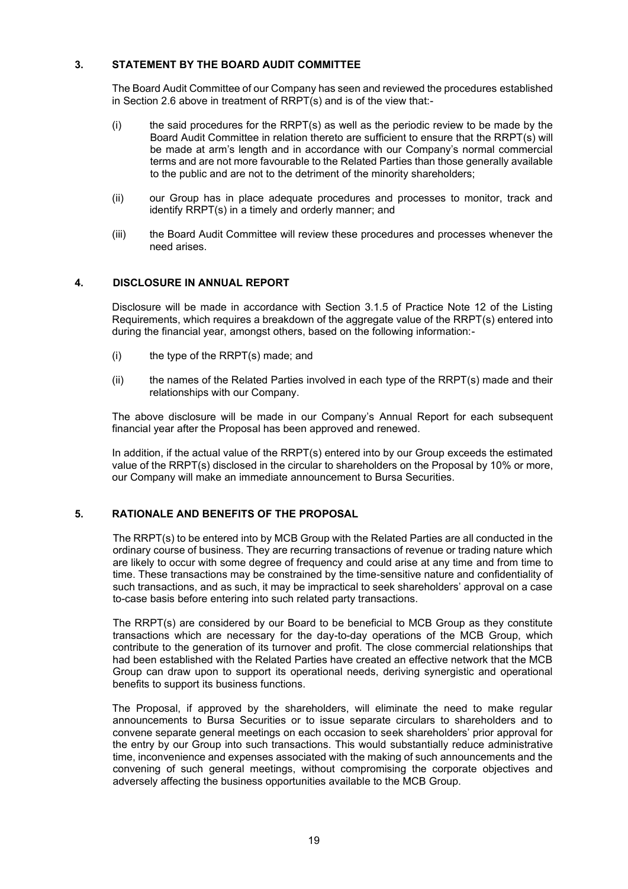## 3. STATEMENT BY THE BOARD AUDIT COMMITTEE

The Board Audit Committee of our Company has seen and reviewed the procedures established in Section 2.6 above in treatment of RRPT(s) and is of the view that:-

(i) the said procedures for the RRPT(s) as well as the periodic review to be made by the Board Audit Committee in relation thereto are sufficient to ensure that the RRPT(s) will be made at arm's length and in accordance with our Company's normal commercial terms and are not more favourable to the Related Parties than those generally available to the public and are not to the detriment of the minority shareholders;

(ii) our Group has in place adequate procedures and processes to monitor, track and identify RRPT(s) in a timely and orderly manner; and

(iii) the Board Audit Committee will review these procedures and processes whenever the need arises.

## 4. DISCLOSURE IN ANNUAL REPORT

Disclosure will be made in accordance with Section 3.1.5 of Practice Note 12 of the Listing Requirements, which requires a breakdown of the aggregate value of the RRPT(s) entered into during the financial year, amongst others, based on the following information:-

(i) the type of the RRPT(s) made; and

(ii) the names of the Related Parties involved in each type of the RRPT(s) made and their relationships with our Company.

The above disclosure will be made in our Company's Annual Report for each subsequent financial year after the Proposal has been approved and renewed.

In addition, if the actual value of the RRPT(s) entered into by our Group exceeds the estimated value of the RRPT(s) disclosed in the circular to shareholders on the Proposal by 10% or more, our Company will make an immediate announcement to Bursa Securities.

## 5. RATIONALE AND BENEFITS OF THE PROPOSAL

The RRPT(s) to be entered into by MCB Group with the Related Parties are all conducted in the ordinary course of business. They are recurring transactions of revenue or trading nature which are likely to occur with some degree of frequency and could arise at any time and from time to time. These transactions may be constrained by the time-sensitive nature and confidentiality of such transactions, and as such, it may be impractical to seek shareholders' approval on a case to-case basis before entering into such related party transactions.

The RRPT(s) are considered by our Board to be beneficial to MCB Group as they constitute transactions which are necessary for the day-to-day operations of the MCB Group, which contribute to the generation of its turnover and profit. The close commercial relationships that had been established with the Related Parties have created an effective network that the MCB Group can draw upon to support its operational needs, deriving synergistic and operational benefits to support its business functions.

The Proposal, if approved by the shareholders, will eliminate the need to make regular announcements to Bursa Securities or to issue separate circulars to shareholders and to convene separate general meetings on each occasion to seek shareholders' prior approval for the entry by our Group into such transactions. This would substantially reduce administrative time, inconvenience and expenses associated with the making of such announcements and the convening of such general meetings, without compromising the corporate objectives and adversely affecting the business opportunities available to the MCB Group.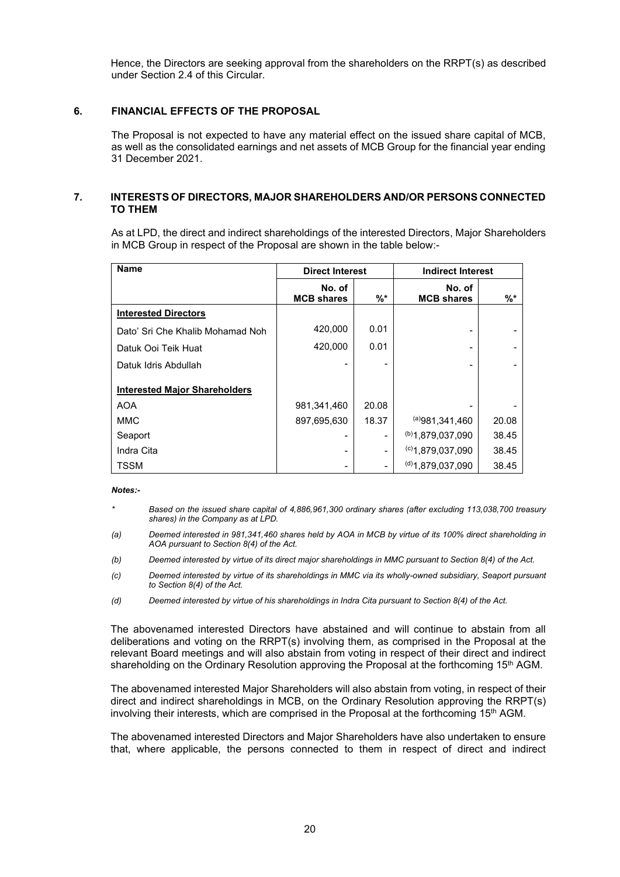Hence, the Directors are seeking approval from the shareholders on the RRPT(s) as described under Section 2.4 of this Circular.

## 6. FINANCIAL EFFECTS OF THE PROPOSAL

The Proposal is not expected to have any material effect on the issued share capital of MCB, as well as the consolidated earnings and net assets of MCB Group for the financial year ending 31 December 2021.

## 7. INTERESTS OF DIRECTORS, MAJOR SHAREHOLDERS AND/OR PERSONS CONNECTED TO THEM

As at LPD, the direct and indirect shareholdings of the interested Directors, Major Shareholders in MCB Group in respect of the Proposal are shown in the table below:-

| Name | Direct Interest | | Indirect Interest | |
|---|---|---|---|---|
| | No. of MCB shares | %* | No. of MCB shares | %* |
| **Interested Directors** | | | | |
| Dato' Sri Che Khalib Mohamad Noh | 420,000 | 0.01 | - | - |
| Datuk Ooi Teik Huat | 420,000 | 0.01 | - | - |
| Datuk Idris Abdullah | - | - | - | - |
| **Interested Major Shareholders** | | | | |
| AOA | 981,341,460 | 20.08 | - | - |
| MMC | 897,695,630 | 18.37 | (a)981,341,460 | 20.08 |
| Seaport | - | - | (b)1,879,037,090 | 38.45 |
| Indra Cita | - | - | (c)1,879,037,090 | 38.45 |
| TSSM | - | - | (d)1,879,037,090 | 38.45 |

***Notes:-***

\* *Based on the issued share capital of 4,886,961,300 ordinary shares (after excluding 113,038,700 treasury shares) in the Company as at LPD.*

(a) *Deemed interested in 981,341,460 shares held by AOA in MCB by virtue of its 100% direct shareholding in AOA pursuant to Section 8(4) of the Act.*

(b) *Deemed interested by virtue of its direct major shareholdings in MMC pursuant to Section 8(4) of the Act.*

(c) *Deemed interested by virtue of its shareholdings in MMC via its wholly-owned subsidiary, Seaport pursuant to Section 8(4) of the Act.*

(d) *Deemed interested by virtue of his shareholdings in Indra Cita pursuant to Section 8(4) of the Act.*

The abovenamed interested Directors have abstained and will continue to abstain from all deliberations and voting on the RRPT(s) involving them, as comprised in the Proposal at the relevant Board meetings and will also abstain from voting in respect of their direct and indirect shareholding on the Ordinary Resolution approving the Proposal at the forthcoming 15th AGM.

The abovenamed interested Major Shareholders will also abstain from voting, in respect of their direct and indirect shareholdings in MCB, on the Ordinary Resolution approving the RRPT(s) involving their interests, which are comprised in the Proposal at the forthcoming 15th AGM.

The abovenamed interested Directors and Major Shareholders have also undertaken to ensure that, where applicable, the persons connected to them in respect of direct and indirect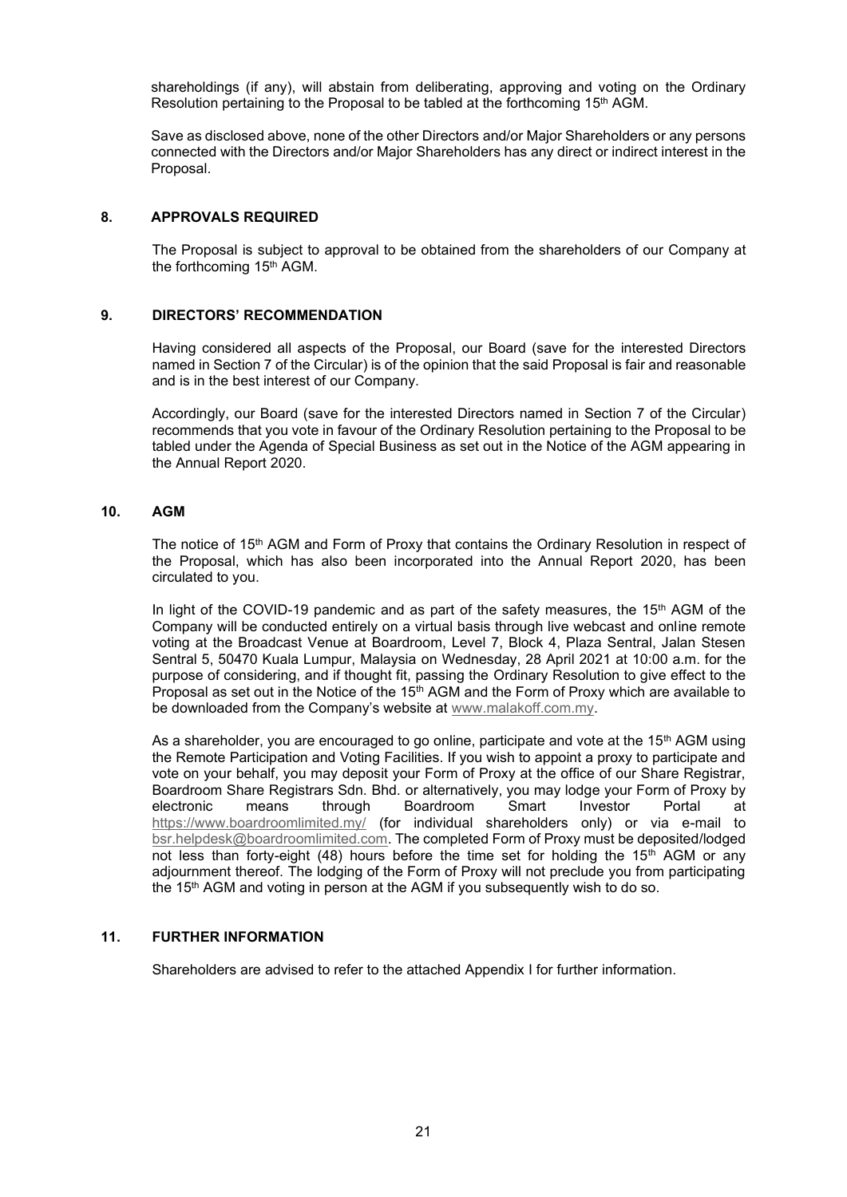shareholdings (if any), will abstain from deliberating, approving and voting on the Ordinary Resolution pertaining to the Proposal to be tabled at the forthcoming 15th AGM.

Save as disclosed above, none of the other Directors and/or Major Shareholders or any persons connected with the Directors and/or Major Shareholders has any direct or indirect interest in the Proposal.

## 8. APPROVALS REQUIRED

The Proposal is subject to approval to be obtained from the shareholders of our Company at the forthcoming 15th AGM.

## 9. DIRECTORS' RECOMMENDATION

Having considered all aspects of the Proposal, our Board (save for the interested Directors named in Section 7 of the Circular) is of the opinion that the said Proposal is fair and reasonable and is in the best interest of our Company.

Accordingly, our Board (save for the interested Directors named in Section 7 of the Circular) recommends that you vote in favour of the Ordinary Resolution pertaining to the Proposal to be tabled under the Agenda of Special Business as set out in the Notice of the AGM appearing in the Annual Report 2020.

## 10. AGM

The notice of 15th AGM and Form of Proxy that contains the Ordinary Resolution in respect of the Proposal, which has also been incorporated into the Annual Report 2020, has been circulated to you.

In light of the COVID-19 pandemic and as part of the safety measures, the 15th AGM of the Company will be conducted entirely on a virtual basis through live webcast and online remote voting at the Broadcast Venue at Boardroom, Level 7, Block 4, Plaza Sentral, Jalan Stesen Sentral 5, 50470 Kuala Lumpur, Malaysia on Wednesday, 28 April 2021 at 10:00 a.m. for the purpose of considering, and if thought fit, passing the Ordinary Resolution to give effect to the Proposal as set out in the Notice of the 15th AGM and the Form of Proxy which are available to be downloaded from the Company's website at www.malakoff.com.my.

As a shareholder, you are encouraged to go online, participate and vote at the 15th AGM using the Remote Participation and Voting Facilities. If you wish to appoint a proxy to participate and vote on your behalf, you may deposit your Form of Proxy at the office of our Share Registrar, Boardroom Share Registrars Sdn. Bhd. or alternatively, you may lodge your Form of Proxy by electronic means through Boardroom Smart Investor Portal at https://www.boardroomlimited.my/ (for individual shareholders only) or via e-mail to bsr.helpdesk@boardroomlimited.com. The completed Form of Proxy must be deposited/lodged not less than forty-eight (48) hours before the time set for holding the 15th AGM or any adjournment thereof. The lodging of the Form of Proxy will not preclude you from participating the 15th AGM and voting in person at the AGM if you subsequently wish to do so.

## 11. FURTHER INFORMATION

Shareholders are advised to refer to the attached Appendix I for further information.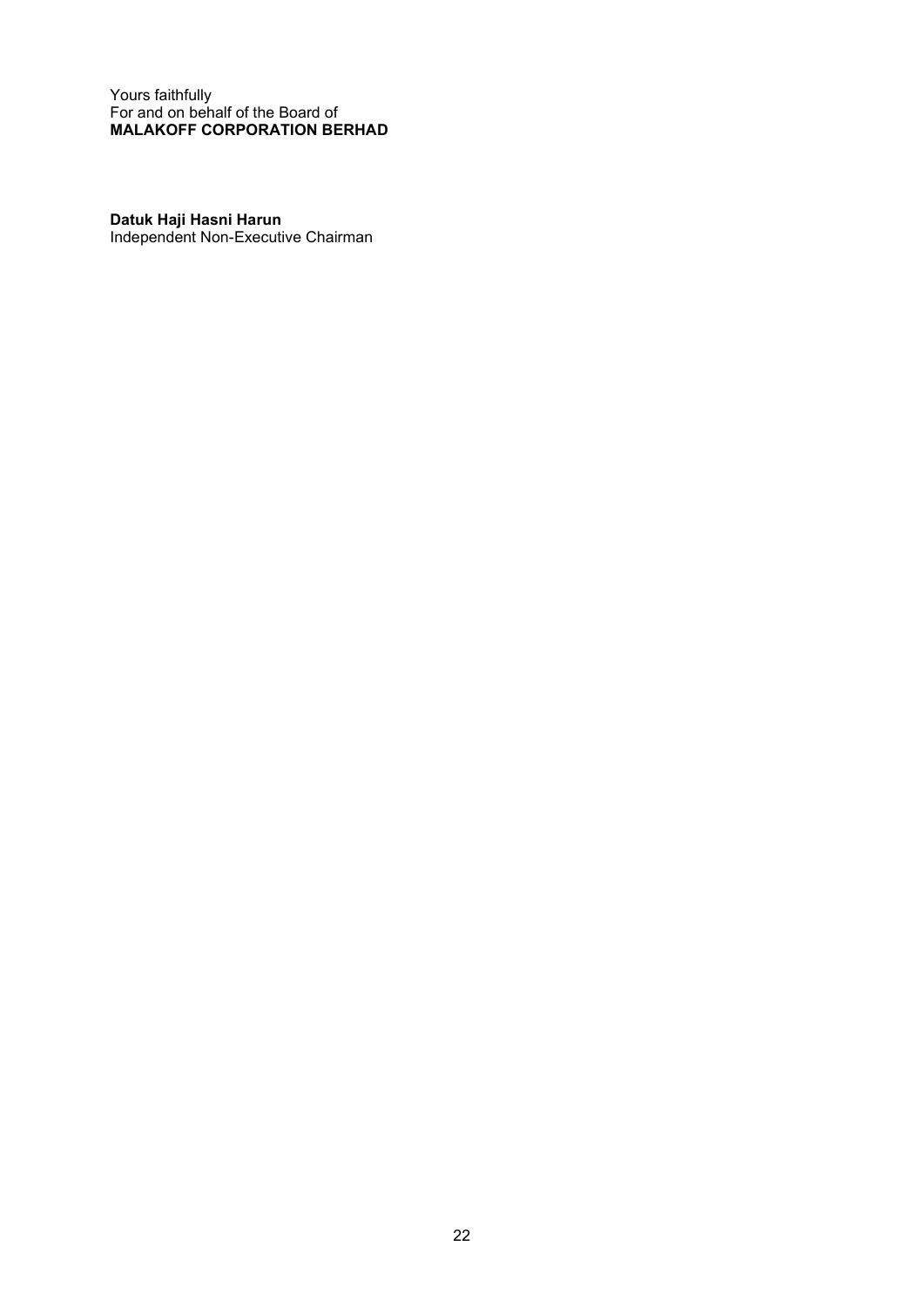Yours faithfully
For and on behalf of the Board of
**MALAKOFF CORPORATION BERHAD**

**Datuk Haji Hasni Harun**
Independent Non-Executive Chairman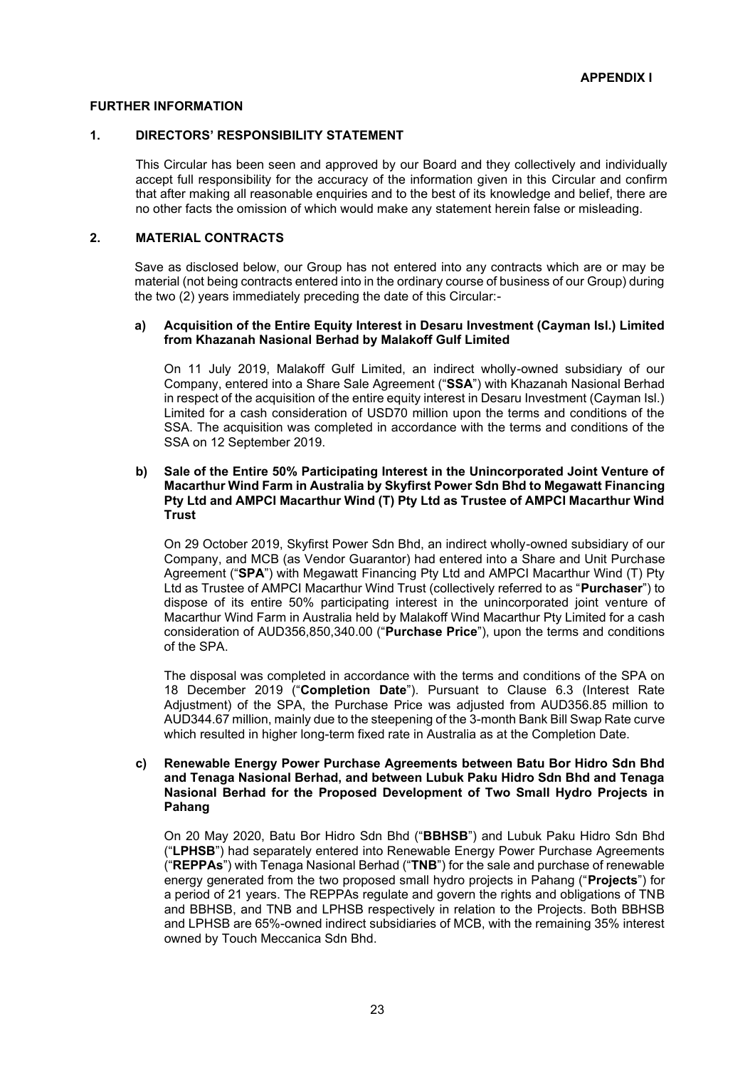**APPENDIX I**

**FURTHER INFORMATION**

## 1. DIRECTORS' RESPONSIBILITY STATEMENT

This Circular has been seen and approved by our Board and they collectively and individually accept full responsibility for the accuracy of the information given in this Circular and confirm that after making all reasonable enquiries and to the best of its knowledge and belief, there are no other facts the omission of which would make any statement herein false or misleading.

## 2. MATERIAL CONTRACTS

Save as disclosed below, our Group has not entered into any contracts which are or may be material (not being contracts entered into in the ordinary course of business of our Group) during the two (2) years immediately preceding the date of this Circular:-

**a) Acquisition of the Entire Equity Interest in Desaru Investment (Cayman Isl.) Limited from Khazanah Nasional Berhad by Malakoff Gulf Limited**

On 11 July 2019, Malakoff Gulf Limited, an indirect wholly-owned subsidiary of our Company, entered into a Share Sale Agreement ("**SSA**") with Khazanah Nasional Berhad in respect of the acquisition of the entire equity interest in Desaru Investment (Cayman Isl.) Limited for a cash consideration of USD70 million upon the terms and conditions of the SSA. The acquisition was completed in accordance with the terms and conditions of the SSA on 12 September 2019.

**b) Sale of the Entire 50% Participating Interest in the Unincorporated Joint Venture of Macarthur Wind Farm in Australia by Skyfirst Power Sdn Bhd to Megawatt Financing Pty Ltd and AMPCI Macarthur Wind (T) Pty Ltd as Trustee of AMPCI Macarthur Wind Trust**

On 29 October 2019, Skyfirst Power Sdn Bhd, an indirect wholly-owned subsidiary of our Company, and MCB (as Vendor Guarantor) had entered into a Share and Unit Purchase Agreement ("**SPA**") with Megawatt Financing Pty Ltd and AMPCI Macarthur Wind (T) Pty Ltd as Trustee of AMPCI Macarthur Wind Trust (collectively referred to as "**Purchaser**") to dispose of its entire 50% participating interest in the unincorporated joint venture of Macarthur Wind Farm in Australia held by Malakoff Wind Macarthur Pty Limited for a cash consideration of AUD356,850,340.00 ("**Purchase Price**"), upon the terms and conditions of the SPA.

The disposal was completed in accordance with the terms and conditions of the SPA on 18 December 2019 ("**Completion Date**"). Pursuant to Clause 6.3 (Interest Rate Adjustment) of the SPA, the Purchase Price was adjusted from AUD356.85 million to AUD344.67 million, mainly due to the steepening of the 3-month Bank Bill Swap Rate curve which resulted in higher long-term fixed rate in Australia as at the Completion Date.

**c) Renewable Energy Power Purchase Agreements between Batu Bor Hidro Sdn Bhd and Tenaga Nasional Berhad, and between Lubuk Paku Hidro Sdn Bhd and Tenaga Nasional Berhad for the Proposed Development of Two Small Hydro Projects in Pahang**

On 20 May 2020, Batu Bor Hidro Sdn Bhd ("**BBHSB**") and Lubuk Paku Hidro Sdn Bhd ("**LPHSB**") had separately entered into Renewable Energy Power Purchase Agreements ("**REPPAs**") with Tenaga Nasional Berhad ("**TNB**") for the sale and purchase of renewable energy generated from the two proposed small hydro projects in Pahang ("**Projects**") for a period of 21 years. The REPPAs regulate and govern the rights and obligations of TNB and BBHSB, and TNB and LPHSB respectively in relation to the Projects. Both BBHSB and LPHSB are 65%-owned indirect subsidiaries of MCB, with the remaining 35% interest owned by Touch Meccanica Sdn Bhd.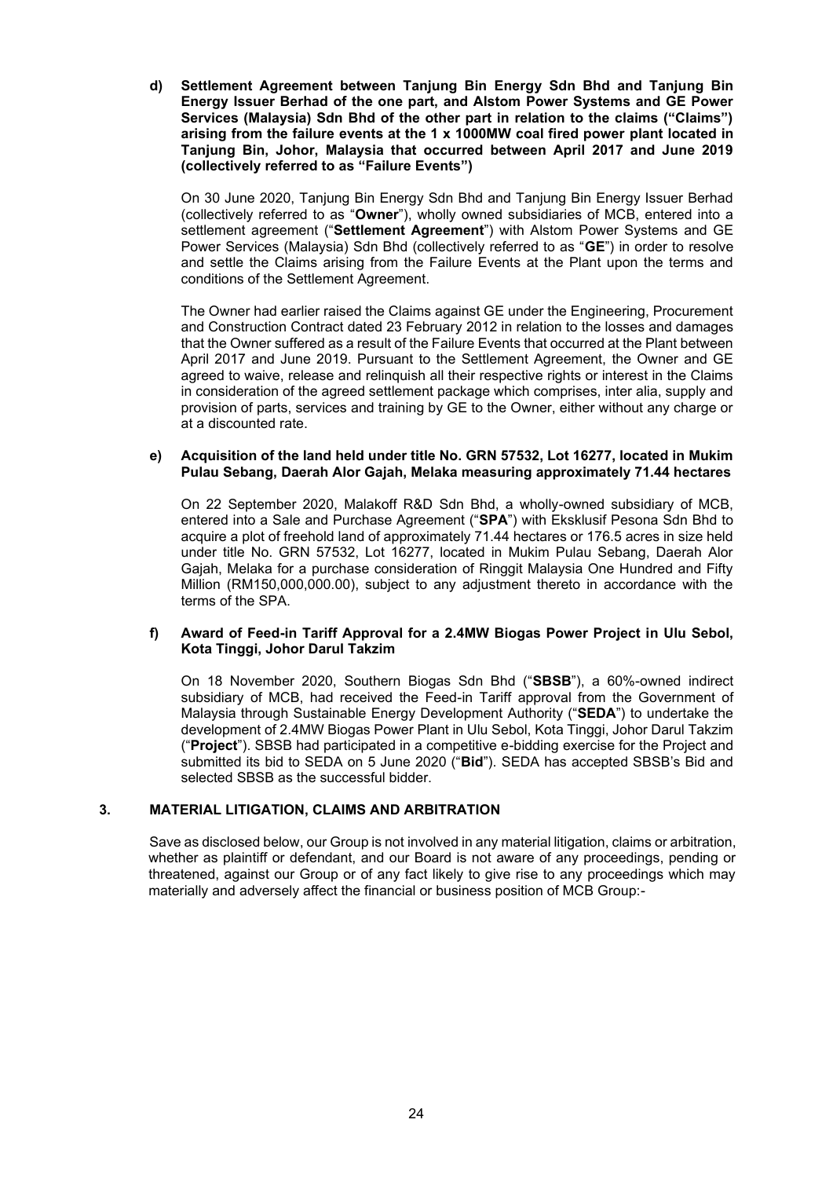**d) Settlement Agreement between Tanjung Bin Energy Sdn Bhd and Tanjung Bin Energy Issuer Berhad of the one part, and Alstom Power Systems and GE Power Services (Malaysia) Sdn Bhd of the other part in relation to the claims ("Claims") arising from the failure events at the 1 x 1000MW coal fired power plant located in Tanjung Bin, Johor, Malaysia that occurred between April 2017 and June 2019 (collectively referred to as "Failure Events")**

On 30 June 2020, Tanjung Bin Energy Sdn Bhd and Tanjung Bin Energy Issuer Berhad (collectively referred to as "**Owner**"), wholly owned subsidiaries of MCB, entered into a settlement agreement ("**Settlement Agreement**") with Alstom Power Systems and GE Power Services (Malaysia) Sdn Bhd (collectively referred to as "**GE**") in order to resolve and settle the Claims arising from the Failure Events at the Plant upon the terms and conditions of the Settlement Agreement.

The Owner had earlier raised the Claims against GE under the Engineering, Procurement and Construction Contract dated 23 February 2012 in relation to the losses and damages that the Owner suffered as a result of the Failure Events that occurred at the Plant between April 2017 and June 2019. Pursuant to the Settlement Agreement, the Owner and GE agreed to waive, release and relinquish all their respective rights or interest in the Claims in consideration of the agreed settlement package which comprises, inter alia, supply and provision of parts, services and training by GE to the Owner, either without any charge or at a discounted rate.

**e) Acquisition of the land held under title No. GRN 57532, Lot 16277, located in Mukim Pulau Sebang, Daerah Alor Gajah, Melaka measuring approximately 71.44 hectares**

On 22 September 2020, Malakoff R&D Sdn Bhd, a wholly-owned subsidiary of MCB, entered into a Sale and Purchase Agreement ("**SPA**") with Eksklusif Pesona Sdn Bhd to acquire a plot of freehold land of approximately 71.44 hectares or 176.5 acres in size held under title No. GRN 57532, Lot 16277, located in Mukim Pulau Sebang, Daerah Alor Gajah, Melaka for a purchase consideration of Ringgit Malaysia One Hundred and Fifty Million (RM150,000,000.00), subject to any adjustment thereto in accordance with the terms of the SPA.

**f) Award of Feed-in Tariff Approval for a 2.4MW Biogas Power Project in Ulu Sebol, Kota Tinggi, Johor Darul Takzim**

On 18 November 2020, Southern Biogas Sdn Bhd ("**SBSB**"), a 60%-owned indirect subsidiary of MCB, had received the Feed-in Tariff approval from the Government of Malaysia through Sustainable Energy Development Authority ("**SEDA**") to undertake the development of 2.4MW Biogas Power Plant in Ulu Sebol, Kota Tinggi, Johor Darul Takzim ("**Project**"). SBSB had participated in a competitive e-bidding exercise for the Project and submitted its bid to SEDA on 5 June 2020 ("**Bid**"). SEDA has accepted SBSB's Bid and selected SBSB as the successful bidder.

## 3. MATERIAL LITIGATION, CLAIMS AND ARBITRATION

Save as disclosed below, our Group is not involved in any material litigation, claims or arbitration, whether as plaintiff or defendant, and our Board is not aware of any proceedings, pending or threatened, against our Group or of any fact likely to give rise to any proceedings which may materially and adversely affect the financial or business position of MCB Group:-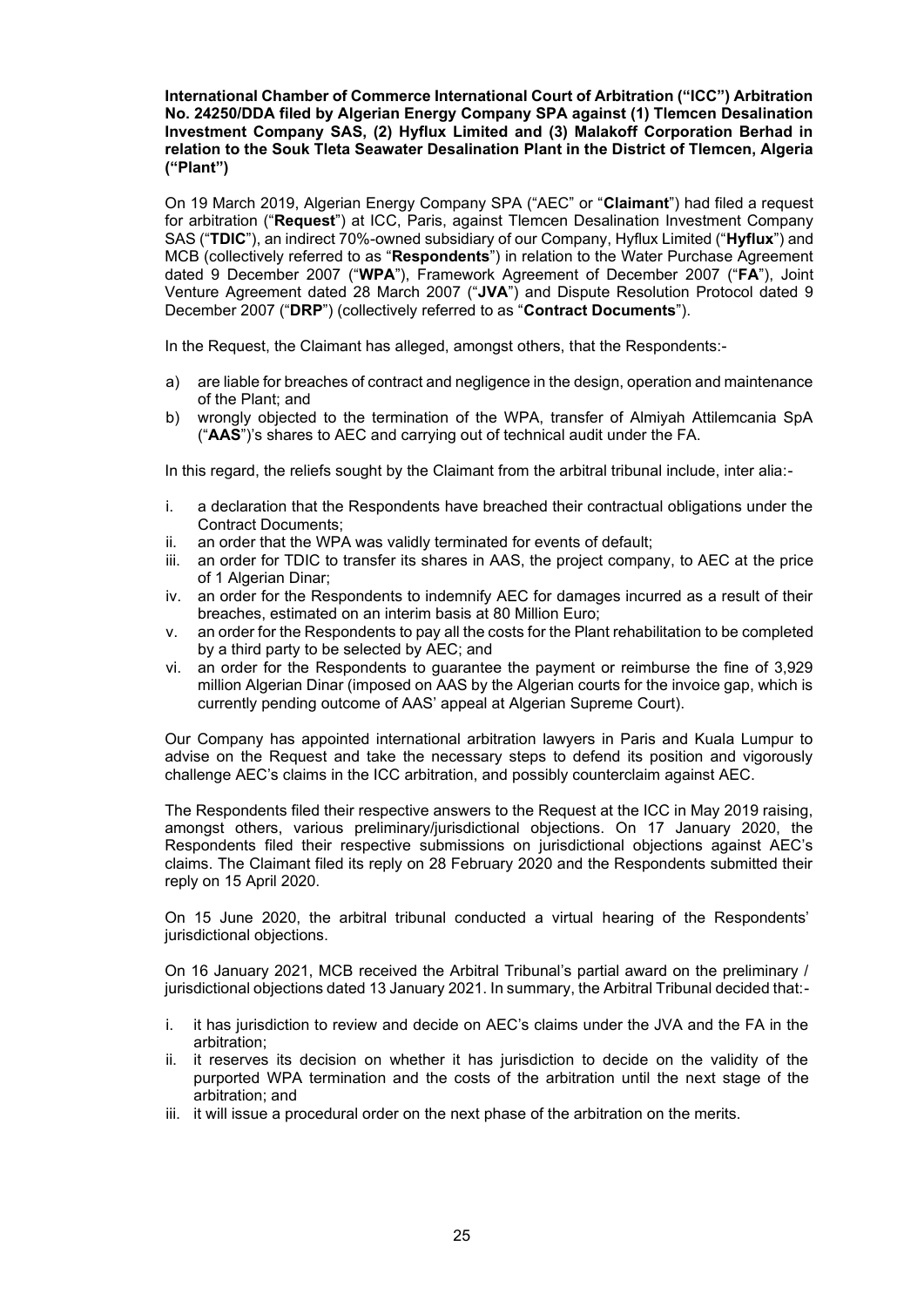**International Chamber of Commerce International Court of Arbitration ("ICC") Arbitration No. 24250/DDA filed by Algerian Energy Company SPA against (1) Tlemcen Desalination Investment Company SAS, (2) Hyflux Limited and (3) Malakoff Corporation Berhad in relation to the Souk Tleta Seawater Desalination Plant in the District of Tlemcen, Algeria ("Plant")**

On 19 March 2019, Algerian Energy Company SPA ("AEC" or "**Claimant**") had filed a request for arbitration ("**Request**") at ICC, Paris, against Tlemcen Desalination Investment Company SAS ("**TDIC**"), an indirect 70%-owned subsidiary of our Company, Hyflux Limited ("**Hyflux**") and MCB (collectively referred to as "**Respondents**") in relation to the Water Purchase Agreement dated 9 December 2007 ("**WPA**"), Framework Agreement of December 2007 ("**FA**"), Joint Venture Agreement dated 28 March 2007 ("**JVA**") and Dispute Resolution Protocol dated 9 December 2007 ("**DRP**") (collectively referred to as "**Contract Documents**").

In the Request, the Claimant has alleged, amongst others, that the Respondents:-

a) are liable for breaches of contract and negligence in the design, operation and maintenance of the Plant; and
b) wrongly objected to the termination of the WPA, transfer of Almiyah Attilemcania SpA ("**AAS**")'s shares to AEC and carrying out of technical audit under the FA.

In this regard, the reliefs sought by the Claimant from the arbitral tribunal include, inter alia:-

i. a declaration that the Respondents have breached their contractual obligations under the Contract Documents;
ii. an order that the WPA was validly terminated for events of default;
iii. an order for TDIC to transfer its shares in AAS, the project company, to AEC at the price of 1 Algerian Dinar;
iv. an order for the Respondents to indemnify AEC for damages incurred as a result of their breaches, estimated on an interim basis at 80 Million Euro;
v. an order for the Respondents to pay all the costs for the Plant rehabilitation to be completed by a third party to be selected by AEC; and
vi. an order for the Respondents to guarantee the payment or reimburse the fine of 3,929 million Algerian Dinar (imposed on AAS by the Algerian courts for the invoice gap, which is currently pending outcome of AAS' appeal at Algerian Supreme Court).

Our Company has appointed international arbitration lawyers in Paris and Kuala Lumpur to advise on the Request and take the necessary steps to defend its position and vigorously challenge AEC's claims in the ICC arbitration, and possibly counterclaim against AEC.

The Respondents filed their respective answers to the Request at the ICC in May 2019 raising, amongst others, various preliminary/jurisdictional objections. On 17 January 2020, the Respondents filed their respective submissions on jurisdictional objections against AEC's claims. The Claimant filed its reply on 28 February 2020 and the Respondents submitted their reply on 15 April 2020.

On 15 June 2020, the arbitral tribunal conducted a virtual hearing of the Respondents' jurisdictional objections.

On 16 January 2021, MCB received the Arbitral Tribunal's partial award on the preliminary / jurisdictional objections dated 13 January 2021. In summary, the Arbitral Tribunal decided that:-

i. it has jurisdiction to review and decide on AEC's claims under the JVA and the FA in the arbitration;
ii. it reserves its decision on whether it has jurisdiction to decide on the validity of the purported WPA termination and the costs of the arbitration until the next stage of the arbitration; and
iii. it will issue a procedural order on the next phase of the arbitration on the merits.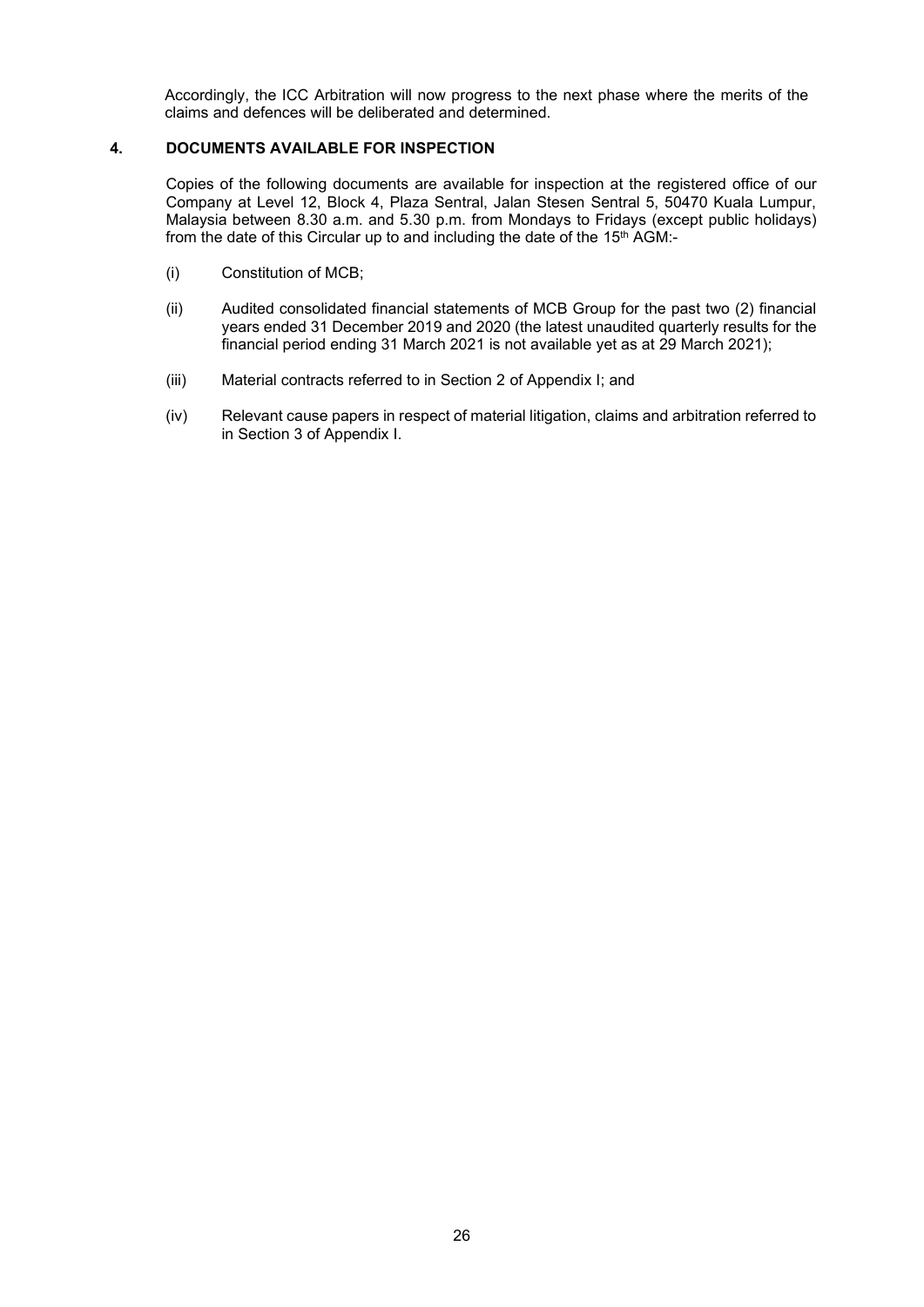Accordingly, the ICC Arbitration will now progress to the next phase where the merits of the claims and defences will be deliberated and determined.

## 4. DOCUMENTS AVAILABLE FOR INSPECTION

Copies of the following documents are available for inspection at the registered office of our Company at Level 12, Block 4, Plaza Sentral, Jalan Stesen Sentral 5, 50470 Kuala Lumpur, Malaysia between 8.30 a.m. and 5.30 p.m. from Mondays to Fridays (except public holidays) from the date of this Circular up to and including the date of the 15th AGM:-

(i) Constitution of MCB;

(ii) Audited consolidated financial statements of MCB Group for the past two (2) financial years ended 31 December 2019 and 2020 (the latest unaudited quarterly results for the financial period ending 31 March 2021 is not available yet as at 29 March 2021);

(iii) Material contracts referred to in Section 2 of Appendix I; and

(iv) Relevant cause papers in respect of material litigation, claims and arbitration referred to in Section 3 of Appendix I.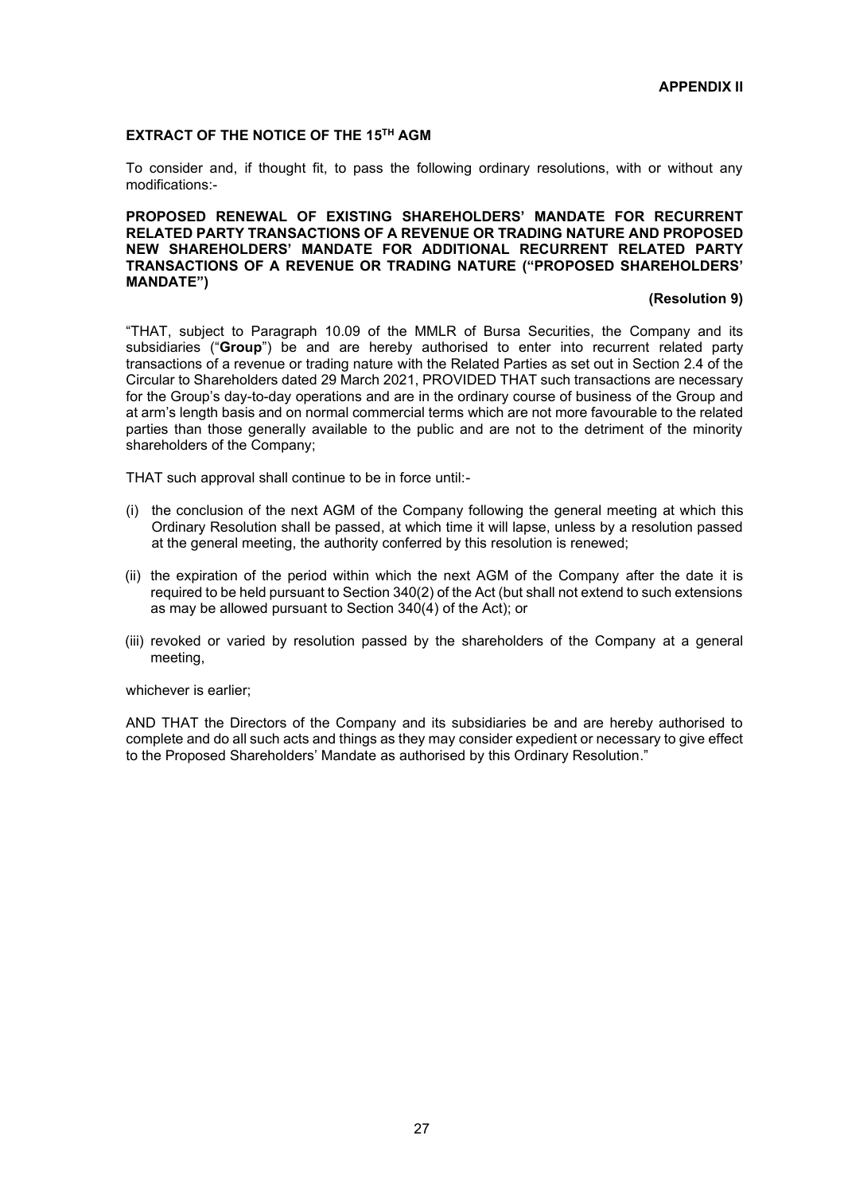**APPENDIX II**

**EXTRACT OF THE NOTICE OF THE 15TH AGM**

To consider and, if thought fit, to pass the following ordinary resolutions, with or without any modifications:-

**PROPOSED RENEWAL OF EXISTING SHAREHOLDERS' MANDATE FOR RECURRENT RELATED PARTY TRANSACTIONS OF A REVENUE OR TRADING NATURE AND PROPOSED NEW SHAREHOLDERS' MANDATE FOR ADDITIONAL RECURRENT RELATED PARTY TRANSACTIONS OF A REVENUE OR TRADING NATURE ("PROPOSED SHAREHOLDERS' MANDATE")**

**(Resolution 9)**

"THAT, subject to Paragraph 10.09 of the MMLR of Bursa Securities, the Company and its subsidiaries ("**Group**") be and are hereby authorised to enter into recurrent related party transactions of a revenue or trading nature with the Related Parties as set out in Section 2.4 of the Circular to Shareholders dated 29 March 2021, PROVIDED THAT such transactions are necessary for the Group's day-to-day operations and are in the ordinary course of business of the Group and at arm's length basis and on normal commercial terms which are not more favourable to the related parties than those generally available to the public and are not to the detriment of the minority shareholders of the Company;

THAT such approval shall continue to be in force until:-

(i) the conclusion of the next AGM of the Company following the general meeting at which this Ordinary Resolution shall be passed, at which time it will lapse, unless by a resolution passed at the general meeting, the authority conferred by this resolution is renewed;

(ii) the expiration of the period within which the next AGM of the Company after the date it is required to be held pursuant to Section 340(2) of the Act (but shall not extend to such extensions as may be allowed pursuant to Section 340(4) of the Act); or

(iii) revoked or varied by resolution passed by the shareholders of the Company at a general meeting,

whichever is earlier;

AND THAT the Directors of the Company and its subsidiaries be and are hereby authorised to complete and do all such acts and things as they may consider expedient or necessary to give effect to the Proposed Shareholders' Mandate as authorised by this Ordinary Resolution."